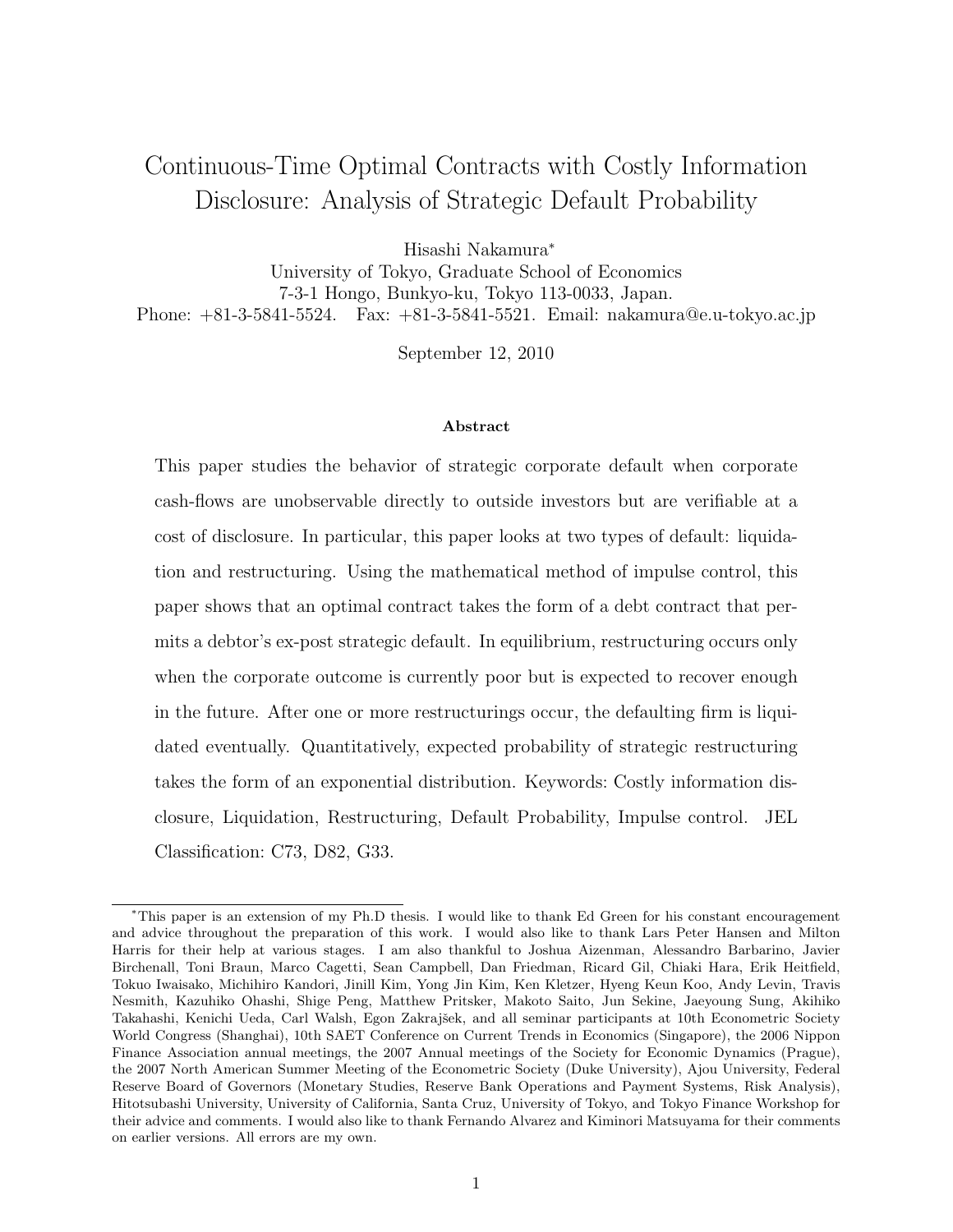# Continuous-Time Optimal Contracts with Costly Information Disclosure: Analysis of Strategic Default Probability

Hisashi Nakamura*

University of Tokyo, Graduate School of Economics
7-3-1 Hongo, Bunkyo-ku, Tokyo 113-0033, Japan.
Phone: +81-3-5841-5524. Fax: +81-3-5841-5521. Email: nakamura@e.u-tokyo.ac.jp

September 12, 2010

#### Abstract

This paper studies the behavior of strategic corporate default when corporate cash-flows are unobservable directly to outside investors but are verifiable at a cost of disclosure. In particular, this paper looks at two types of default: liquidation and restructuring. Using the mathematical method of impulse control, this paper shows that an optimal contract takes the form of a debt contract that permits a debtor's ex-post strategic default. In equilibrium, restructuring occurs only when the corporate outcome is currently poor but is expected to recover enough in the future. After one or more restructurings occur, the defaulting firm is liquidated eventually. Quantitatively, expected probability of strategic restructuring takes the form of an exponential distribution. Keywords: Costly information disclosure, Liquidation, Restructuring, Default Probability, Impulse control. JEL Classification: C73, D82, G33.

---

*This paper is an extension of my Ph.D thesis. I would like to thank Ed Green for his constant encouragement and advice throughout the preparation of this work. I would also like to thank Lars Peter Hansen and Milton Harris for their help at various stages. I am also thankful to Joshua Aizenman, Alessandro Barbarino, Javier Birchenall, Toni Braun, Marco Cagetti, Sean Campbell, Dan Friedman, Ricard Gil, Chiaki Hara, Erik Heitfield, Tokuo Iwaisako, Michihiro Kandori, Jinill Kim, Yong Jin Kim, Ken Kletzer, Hyeng Keun Koo, Andy Levin, Travis Nesmith, Kazuhiko Ohashi, Shige Peng, Matthew Pritsker, Makoto Saito, Jun Sekine, Jaeyoung Sung, Akihiko Takahashi, Kenichi Ueda, Carl Walsh, Egon Zakrajšek, and all seminar participants at 10th Econometric Society World Congress (Shanghai), 10th SAET Conference on Current Trends in Economics (Singapore), the 2006 Nippon Finance Association annual meetings, the 2007 Annual meetings of the Society for Economic Dynamics (Prague), the 2007 North American Summer Meeting of the Econometric Society (Duke University), Ajou University, Federal Reserve Board of Governors (Monetary Studies, Reserve Bank Operations and Payment Systems, Risk Analysis), Hitotsubashi University, University of California, Santa Cruz, University of Tokyo, and Tokyo Finance Workshop for their advice and comments. I would also like to thank Fernando Alvarez and Kiminori Matsuyama for their comments on earlier versions. All errors are my own.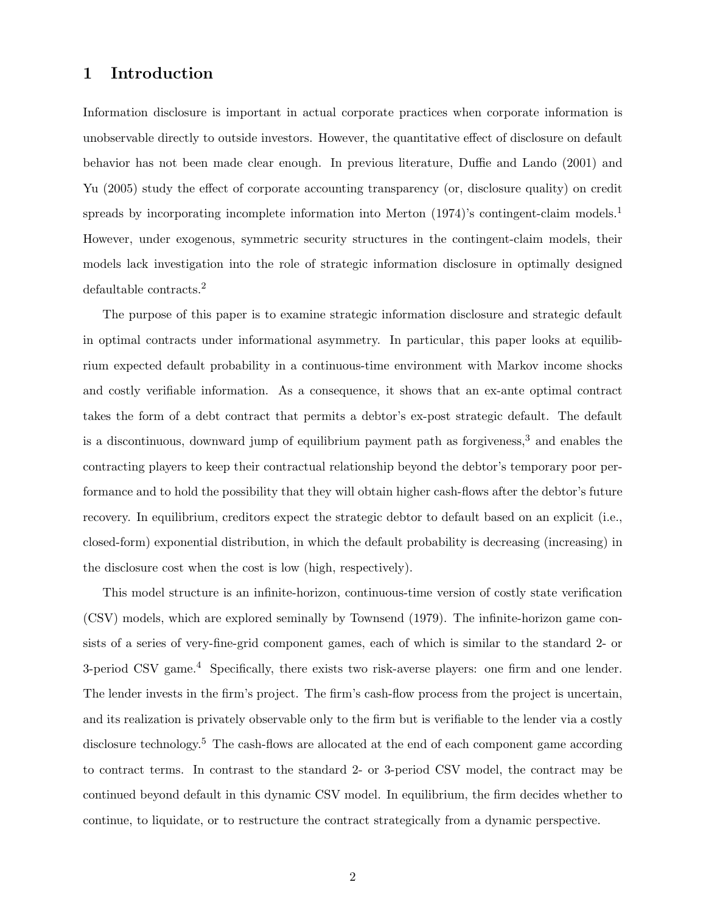# 1 Introduction

Information disclosure is important in actual corporate practices when corporate information is unobservable directly to outside investors. However, the quantitative effect of disclosure on default behavior has not been made clear enough. In previous literature, Duffie and Lando (2001) and Yu (2005) study the effect of corporate accounting transparency (or, disclosure quality) on credit spreads by incorporating incomplete information into Merton (1974)'s contingent-claim models.[1] However, under exogenous, symmetric security structures in the contingent-claim models, their models lack investigation into the role of strategic information disclosure in optimally designed defaultable contracts.[2]

The purpose of this paper is to examine strategic information disclosure and strategic default in optimal contracts under informational asymmetry. In particular, this paper looks at equilibrium expected default probability in a continuous-time environment with Markov income shocks and costly verifiable information. As a consequence, it shows that an ex-ante optimal contract takes the form of a debt contract that permits a debtor's ex-post strategic default. The default is a discontinuous, downward jump of equilibrium payment path as forgiveness,[3] and enables the contracting players to keep their contractual relationship beyond the debtor's temporary poor performance and to hold the possibility that they will obtain higher cash-flows after the debtor's future recovery. In equilibrium, creditors expect the strategic debtor to default based on an explicit (i.e., closed-form) exponential distribution, in which the default probability is decreasing (increasing) in the disclosure cost when the cost is low (high, respectively).

This model structure is an infinite-horizon, continuous-time version of costly state verification (CSV) models, which are explored seminally by Townsend (1979). The infinite-horizon game consists of a series of very-fine-grid component games, each of which is similar to the standard 2- or 3-period CSV game.[4] Specifically, there exists two risk-averse players: one firm and one lender. The lender invests in the firm's project. The firm's cash-flow process from the project is uncertain, and its realization is privately observable only to the firm but is verifiable to the lender via a costly disclosure technology.[5] The cash-flows are allocated at the end of each component game according to contract terms. In contrast to the standard 2- or 3-period CSV model, the contract may be continued beyond default in this dynamic CSV model. In equilibrium, the firm decides whether to continue, to liquidate, or to restructure the contract strategically from a dynamic perspective.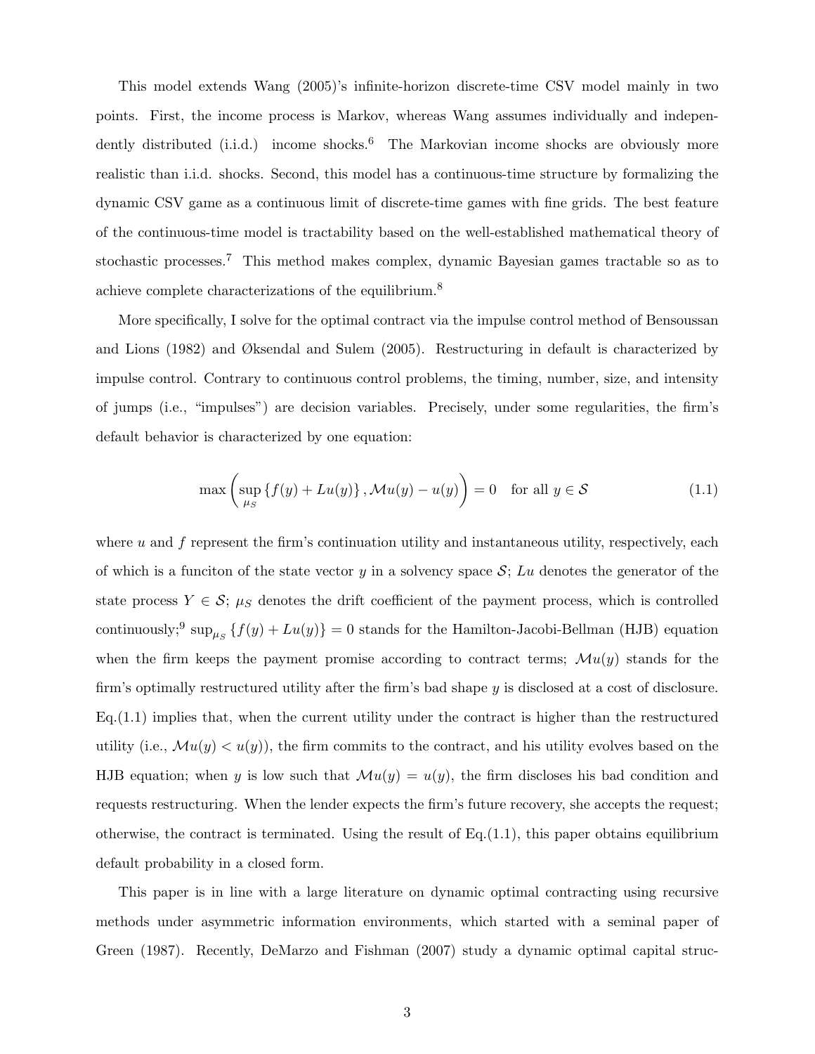This model extends Wang (2005)'s infinite-horizon discrete-time CSV model mainly in two points. First, the income process is Markov, whereas Wang assumes individually and independently distributed (i.i.d.) income shocks.[6] The Markovian income shocks are obviously more realistic than i.i.d. shocks. Second, this model has a continuous-time structure by formalizing the dynamic CSV game as a continuous limit of discrete-time games with fine grids. The best feature of the continuous-time model is tractability based on the well-established mathematical theory of stochastic processes.[7] This method makes complex, dynamic Bayesian games tractable so as to achieve complete characterizations of the equilibrium.[8]

More specifically, I solve for the optimal contract via the impulse control method of Bensoussan and Lions (1982) and Øksendal and Sulem (2005). Restructuring in default is characterized by impulse control. Contrary to continuous control problems, the timing, number, size, and intensity of jumps (i.e., "impulses") are decision variables. Precisely, under some regularities, the firm's default behavior is characterized by one equation:

$$\max\left(\sup_{\mu_S}\{f(y) + Lu(y)\}, \mathcal{M}u(y) - u(y)\right) = 0 \quad \text{for all } y \in \mathcal{S} \tag{1.1}$$

where $u$ and $f$ represent the firm's continuation utility and instantaneous utility, respectively, each of which is a funciton of the state vector $y$ in a solvency space $\mathcal{S}$; $Lu$ denotes the generator of the state process $Y \in \mathcal{S}$; $\mu_S$ denotes the drift coefficient of the payment process, which is controlled continuously;[9] $\sup_{\mu_S}\{f(y) + Lu(y)\} = 0$ stands for the Hamilton-Jacobi-Bellman (HJB) equation when the firm keeps the payment promise according to contract terms; $\mathcal{M}u(y)$ stands for the firm's optimally restructured utility after the firm's bad shape $y$ is disclosed at a cost of disclosure. Eq.(1.1) implies that, when the current utility under the contract is higher than the restructured utility (i.e., $\mathcal{M}u(y) < u(y)$), the firm commits to the contract, and his utility evolves based on the HJB equation; when $y$ is low such that $\mathcal{M}u(y) = u(y)$, the firm discloses his bad condition and requests restructuring. When the lender expects the firm's future recovery, she accepts the request; otherwise, the contract is terminated. Using the result of Eq.(1.1), this paper obtains equilibrium default probability in a closed form.

This paper is in line with a large literature on dynamic optimal contracting using recursive methods under asymmetric information environments, which started with a seminal paper of Green (1987). Recently, DeMarzo and Fishman (2007) study a dynamic optimal capital struc-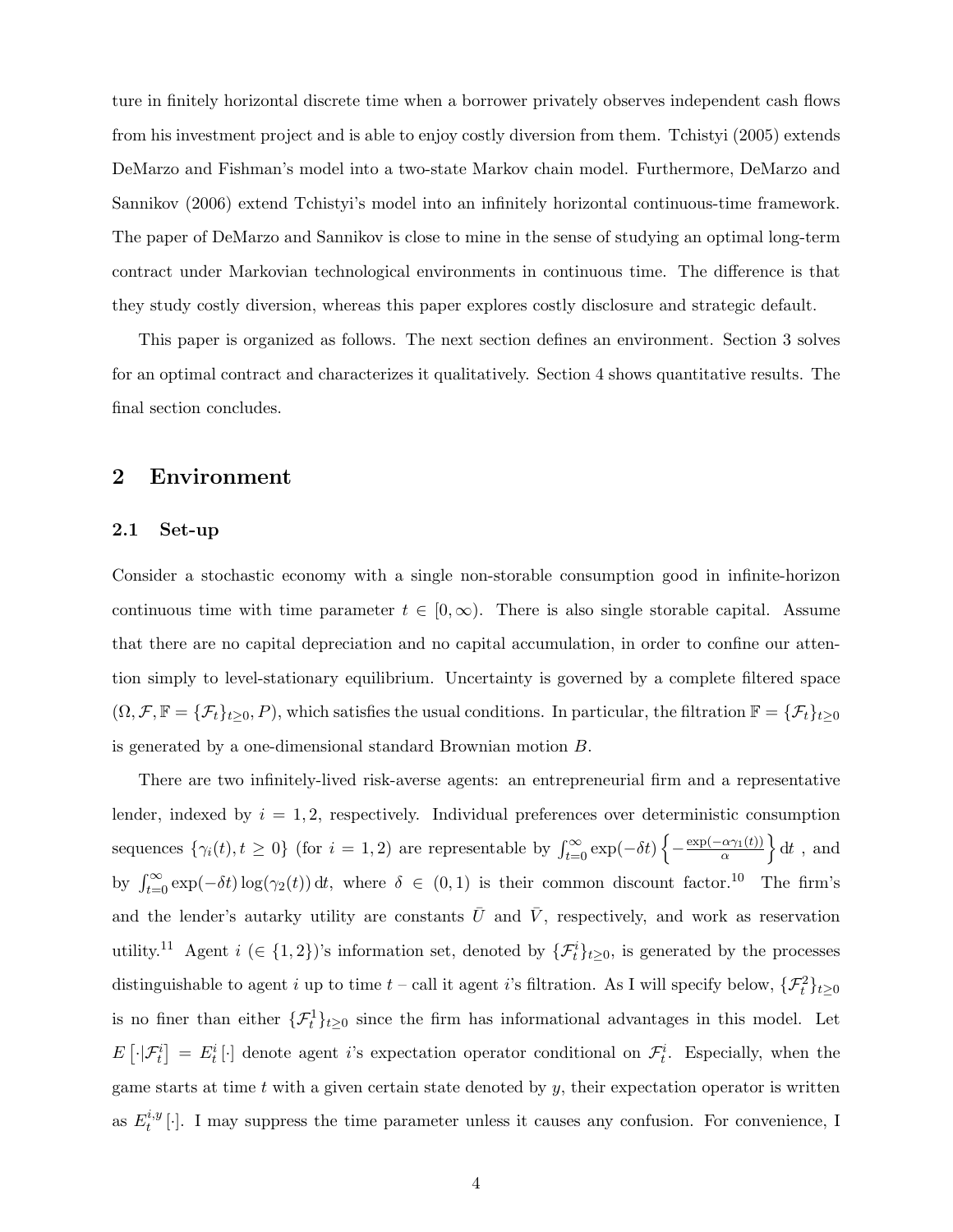ture in finitely horizontal discrete time when a borrower privately observes independent cash flows from his investment project and is able to enjoy costly diversion from them. Tchistyi (2005) extends DeMarzo and Fishman's model into a two-state Markov chain model. Furthermore, DeMarzo and Sannikov (2006) extend Tchistyi's model into an infinitely horizontal continuous-time framework. The paper of DeMarzo and Sannikov is close to mine in the sense of studying an optimal long-term contract under Markovian technological environments in continuous time. The difference is that they study costly diversion, whereas this paper explores costly disclosure and strategic default.

This paper is organized as follows. The next section defines an environment. Section 3 solves for an optimal contract and characterizes it qualitatively. Section 4 shows quantitative results. The final section concludes.

## 2 Environment

### 2.1 Set-up

Consider a stochastic economy with a single non-storable consumption good in infinite-horizon continuous time with time parameter $t \in [0, \infty)$. There is also single storable capital. Assume that there are no capital depreciation and no capital accumulation, in order to confine our attention simply to level-stationary equilibrium. Uncertainty is governed by a complete filtered space $(\Omega, \mathcal{F}, \mathbb{F} = \{\mathcal{F}_t\}_{t \geq 0}, P)$, which satisfies the usual conditions. In particular, the filtration $\mathbb{F} = \{\mathcal{F}_t\}_{t \geq 0}$ is generated by a one-dimensional standard Brownian motion $B$.

There are two infinitely-lived risk-averse agents: an entrepreneurial firm and a representative lender, indexed by $i = 1, 2$, respectively. Individual preferences over deterministic consumption sequences $\{\gamma_i(t), t \geq 0\}$ (for $i = 1, 2$) are representable by $\int_{t=0}^{\infty} \exp(-\delta t) \left\{ -\frac{\exp(-\alpha \gamma_1(t))}{\alpha} \right\} \mathrm{d}t$ , and by $\int_{t=0}^{\infty} \exp(-\delta t) \log(\gamma_2(t)) \, \mathrm{d}t$, where $\delta \in (0, 1)$ is their common discount factor.[10] The firm's and the lender's autarky utility are constants $\bar{U}$ and $\bar{V}$, respectively, and work as reservation utility.[11] Agent $i$ ($\in \{1, 2\}$)'s information set, denoted by $\{\mathcal{F}_t^i\}_{t \geq 0}$, is generated by the processes distinguishable to agent $i$ up to time $t$ – call it agent $i$'s filtration. As I will specify below, $\{\mathcal{F}_t^2\}_{t \geq 0}$ is no finer than either $\{\mathcal{F}_t^1\}_{t \geq 0}$ since the firm has informational advantages in this model. Let $E\left[\cdot | \mathcal{F}_t^i\right] = E_t^i\left[\cdot\right]$ denote agent $i$'s expectation operator conditional on $\mathcal{F}_t^i$. Especially, when the game starts at time $t$ with a given certain state denoted by $y$, their expectation operator is written as $E_t^{i,y}\left[\cdot\right]$. I may suppress the time parameter unless it causes any confusion. For convenience, I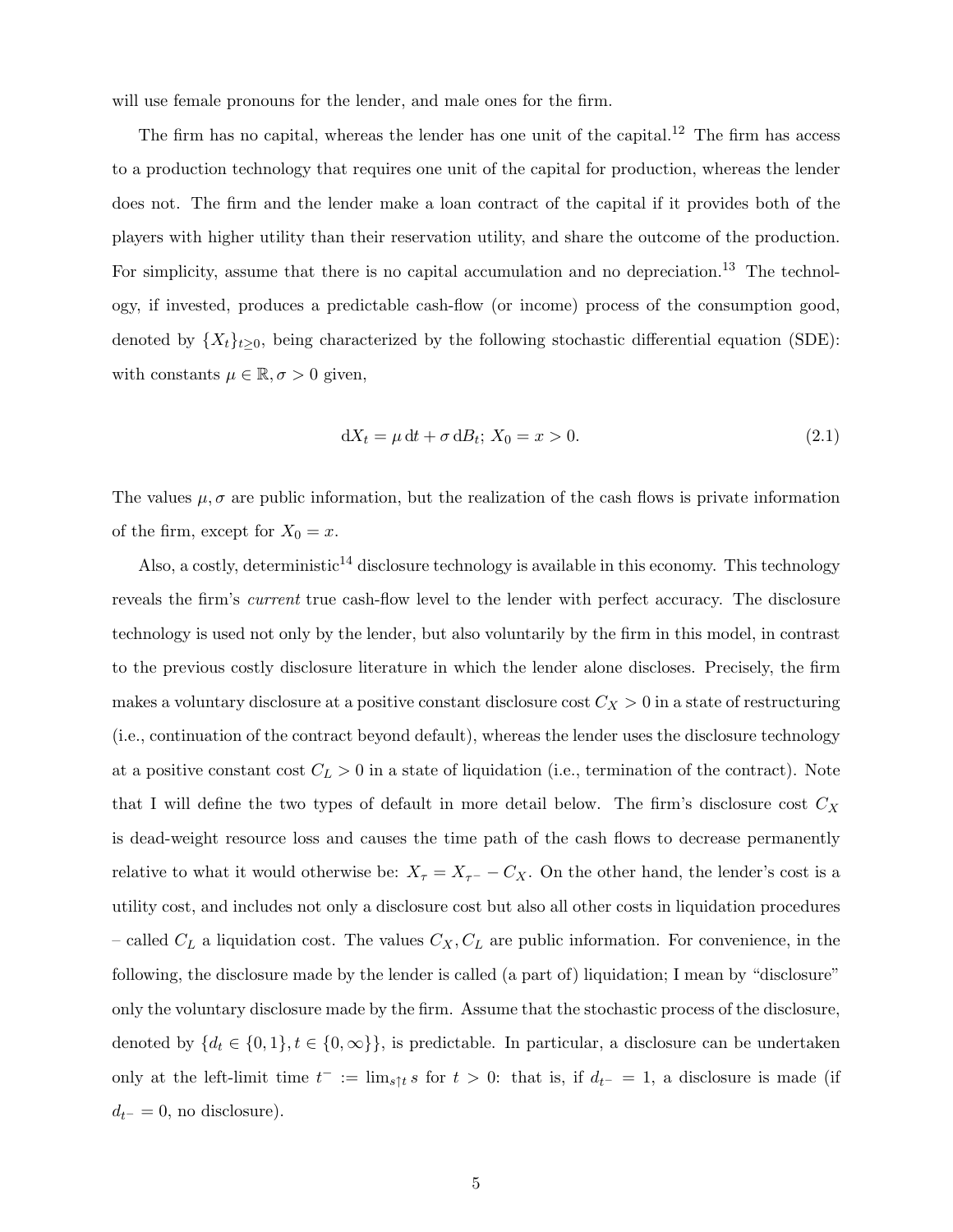will use female pronouns for the lender, and male ones for the firm.

The firm has no capital, whereas the lender has one unit of the capital.[12] The firm has access to a production technology that requires one unit of the capital for production, whereas the lender does not. The firm and the lender make a loan contract of the capital if it provides both of the players with higher utility than their reservation utility, and share the outcome of the production. For simplicity, assume that there is no capital accumulation and no depreciation.[13] The technology, if invested, produces a predictable cash-flow (or income) process of the consumption good, denoted by $\{X_t\}_{t \geq 0}$, being characterized by the following stochastic differential equation (SDE): with constants $\mu \in \mathbb{R}, \sigma > 0$ given,

$$\mathrm{d}X_t = \mu \, \mathrm{d}t + \sigma \, \mathrm{d}B_t; \; X_0 = x > 0. \tag{2.1}$$

The values $\mu, \sigma$ are public information, but the realization of the cash flows is private information of the firm, except for $X_0 = x$.

Also, a costly, deterministic[14] disclosure technology is available in this economy. This technology reveals the firm's *current* true cash-flow level to the lender with perfect accuracy. The disclosure technology is used not only by the lender, but also voluntarily by the firm in this model, in contrast to the previous costly disclosure literature in which the lender alone discloses. Precisely, the firm makes a voluntary disclosure at a positive constant disclosure cost $C_X > 0$ in a state of restructuring (i.e., continuation of the contract beyond default), whereas the lender uses the disclosure technology at a positive constant cost $C_L > 0$ in a state of liquidation (i.e., termination of the contract). Note that I will define the two types of default in more detail below. The firm's disclosure cost $C_X$ is dead-weight resource loss and causes the time path of the cash flows to decrease permanently relative to what it would otherwise be: $X_\tau = X_{\tau^-} - C_X$. On the other hand, the lender's cost is a utility cost, and includes not only a disclosure cost but also all other costs in liquidation procedures – called $C_L$ a liquidation cost. The values $C_X, C_L$ are public information. For convenience, in the following, the disclosure made by the lender is called (a part of) liquidation; I mean by "disclosure" only the voluntary disclosure made by the firm. Assume that the stochastic process of the disclosure, denoted by $\{d_t \in \{0, 1\}, t \in \{0, \infty\}\}$, is predictable. In particular, a disclosure can be undertaken only at the left-limit time $t^- := \lim_{s \uparrow t} s$ for $t > 0$: that is, if $d_{t^-} = 1$, a disclosure is made (if $d_{t^-} = 0$, no disclosure).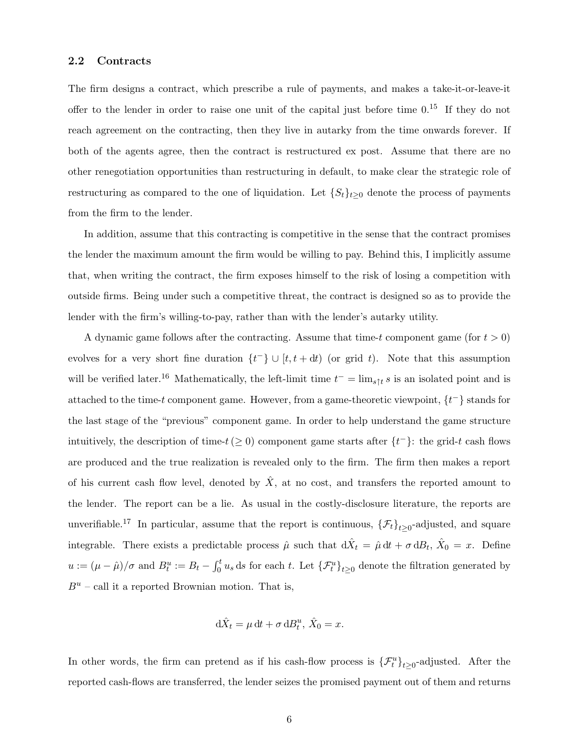### 2.2 Contracts

The firm designs a contract, which prescribe a rule of payments, and makes a take-it-or-leave-it offer to the lender in order to raise one unit of the capital just before time 0.[15] If they do not reach agreement on the contracting, then they live in autarky from the time onwards forever. If both of the agents agree, then the contract is restructured ex post. Assume that there are no other renegotiation opportunities than restructuring in default, to make clear the strategic role of restructuring as compared to the one of liquidation. Let $\{S_t\}_{t\geq 0}$ denote the process of payments from the firm to the lender.

In addition, assume that this contracting is competitive in the sense that the contract promises the lender the maximum amount the firm would be willing to pay. Behind this, I implicitly assume that, when writing the contract, the firm exposes himself to the risk of losing a competition with outside firms. Being under such a competitive threat, the contract is designed so as to provide the lender with the firm's willing-to-pay, rather than with the lender's autarky utility.

A dynamic game follows after the contracting. Assume that time-$t$ component game (for $t > 0$) evolves for a very short fine duration $\{t^-\} \cup [t, t + \mathrm{d}t)$ (or grid $t$). Note that this assumption will be verified later.[16] Mathematically, the left-limit time $t^- = \lim_{s\uparrow t} s$ is an isolated point and is attached to the time-$t$ component game. However, from a game-theoretic viewpoint, $\{t^-\}$ stands for the last stage of the "previous" component game. In order to help understand the game structure intuitively, the description of time-$t\,(\geq 0)$ component game starts after $\{t^-\}$: the grid-$t$ cash flows are produced and the true realization is revealed only to the firm. The firm then makes a report of his current cash flow level, denoted by $\hat{X}$, at no cost, and transfers the reported amount to the lender. The report can be a lie. As usual in the costly-disclosure literature, the reports are unverifiable.[17] In particular, assume that the report is continuous, $\{\mathcal{F}_t\}_{t\geq 0}$-adjusted, and square integrable. There exists a predictable process $\hat{\mu}$ such that $\mathrm{d}\hat{X}_t = \hat{\mu}\,\mathrm{d}t + \sigma\,\mathrm{d}B_t$, $\hat{X}_0 = x$. Define $u := (\mu - \hat{\mu})/\sigma$ and $B^u_t := B_t - \int_0^t u_s\,\mathrm{d}s$ for each $t$. Let $\{\mathcal{F}^u_t\}_{t\geq 0}$ denote the filtration generated by $B^u$ – call it a reported Brownian motion. That is,

$$\mathrm{d}\hat{X}_t = \mu\,\mathrm{d}t + \sigma\,\mathrm{d}B^u_t,\ \hat{X}_0 = x.$$

In other words, the firm can pretend as if his cash-flow process is $\{\mathcal{F}^u_t\}_{t\geq 0}$-adjusted. After the reported cash-flows are transferred, the lender seizes the promised payment out of them and returns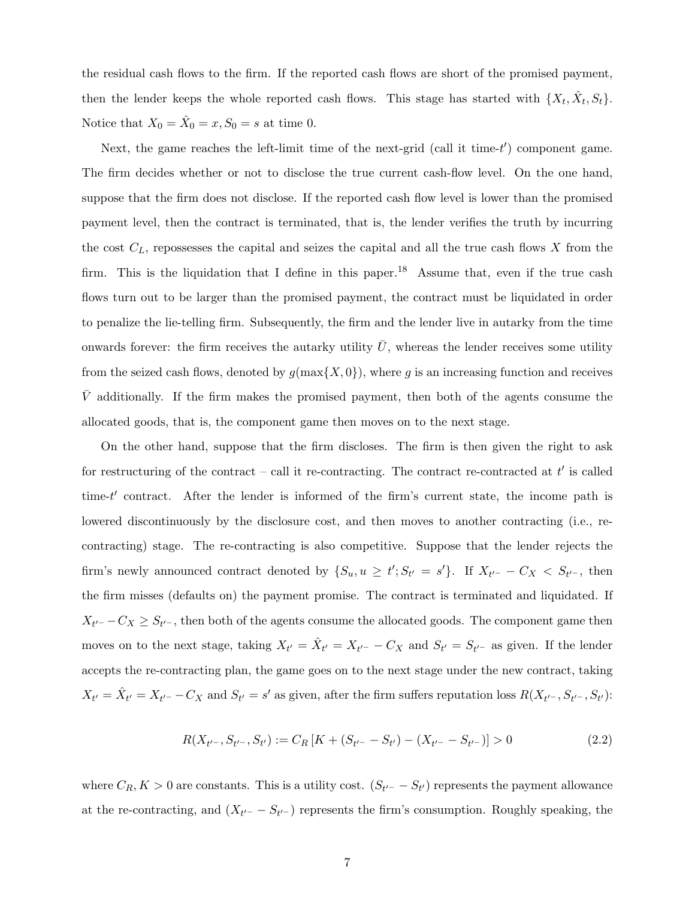the residual cash flows to the firm. If the reported cash flows are short of the promised payment, then the lender keeps the whole reported cash flows. This stage has started with $\{X_t, \hat{X}_t, S_t\}$. Notice that $X_0 = \hat{X}_0 = x, S_0 = s$ at time 0.

Next, the game reaches the left-limit time of the next-grid (call it time-$t'$) component game. The firm decides whether or not to disclose the true current cash-flow level. On the one hand, suppose that the firm does not disclose. If the reported cash flow level is lower than the promised payment level, then the contract is terminated, that is, the lender verifies the truth by incurring the cost $C_L$, repossesses the capital and seizes the capital and all the true cash flows $X$ from the firm. This is the liquidation that I define in this paper.[18] Assume that, even if the true cash flows turn out to be larger than the promised payment, the contract must be liquidated in order to penalize the lie-telling firm. Subsequently, the firm and the lender live in autarky from the time onwards forever: the firm receives the autarky utility $\bar{U}$, whereas the lender receives some utility from the seized cash flows, denoted by $g(\max\{X, 0\})$, where $g$ is an increasing function and receives $\bar{V}$ additionally. If the firm makes the promised payment, then both of the agents consume the allocated goods, that is, the component game then moves on to the next stage.

On the other hand, suppose that the firm discloses. The firm is then given the right to ask for restructuring of the contract – call it re-contracting. The contract re-contracted at $t'$ is called time-$t'$ contract. After the lender is informed of the firm's current state, the income path is lowered discontinuously by the disclosure cost, and then moves to another contracting (i.e., re-contracting) stage. The re-contracting is also competitive. Suppose that the lender rejects the firm's newly announced contract denoted by $\{S_u, u \geq t'; S_{t'} = s'\}$. If $X_{t'-} - C_X < S_{t'-}$, then the firm misses (defaults on) the payment promise. The contract is terminated and liquidated. If $X_{t'-} - C_X \geq S_{t'-}$, then both of the agents consume the allocated goods. The component game then moves on to the next stage, taking $X_{t'} = \hat{X}_{t'} = X_{t'-} - C_X$ and $S_{t'} = S_{t'-}$ as given. If the lender accepts the re-contracting plan, the game goes on to the next stage under the new contract, taking $X_{t'} = \hat{X}_{t'} = X_{t'-} - C_X$ and $S_{t'} = s'$ as given, after the firm suffers reputation loss $R(X_{t'-}, S_{t'-}, S_{t'})$:

$$R(X_{t'-}, S_{t'-}, S_{t'}) := C_R\left[K + (S_{t'-} - S_{t'}) - (X_{t'-} - S_{t'-})\right] > 0 \tag{2.2}$$

where $C_R, K > 0$ are constants. This is a utility cost. $(S_{t'-} - S_{t'})$ represents the payment allowance at the re-contracting, and $(X_{t'-} - S_{t'-})$ represents the firm's consumption. Roughly speaking, the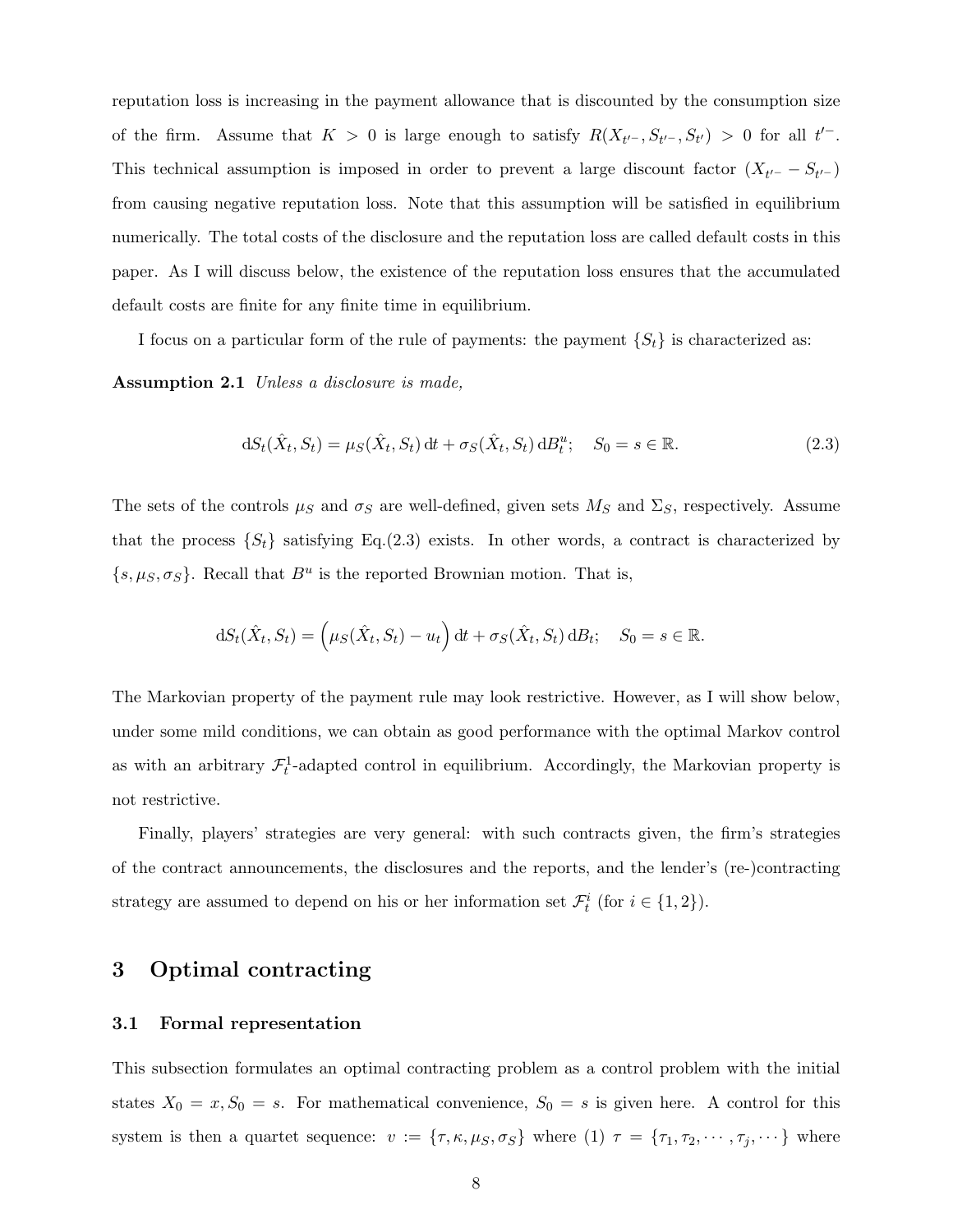reputation loss is increasing in the payment allowance that is discounted by the consumption size of the firm. Assume that $K > 0$ is large enough to satisfy $R(X_{t'^-}, S_{t'^-}, S_{t'}) > 0$ for all $t'^-$. This technical assumption is imposed in order to prevent a large discount factor $(X_{t'^-} - S_{t'^-})$ from causing negative reputation loss. Note that this assumption will be satisfied in equilibrium numerically. The total costs of the disclosure and the reputation loss are called default costs in this paper. As I will discuss below, the existence of the reputation loss ensures that the accumulated default costs are finite for any finite time in equilibrium.

I focus on a particular form of the rule of payments: the payment $\{S_t\}$ is characterized as:

**Assumption 2.1** *Unless a disclosure is made,*

$$\mathrm{d}S_t(\hat{X}_t, S_t) = \mu_S(\hat{X}_t, S_t)\,\mathrm{d}t + \sigma_S(\hat{X}_t, S_t)\,\mathrm{d}B^u_t; \quad S_0 = s \in \mathbb{R}. \tag{2.3}$$

The sets of the controls $\mu_S$ and $\sigma_S$ are well-defined, given sets $M_S$ and $\Sigma_S$, respectively. Assume that the process $\{S_t\}$ satisfying Eq.(2.3) exists. In other words, a contract is characterized by $\{s, \mu_S, \sigma_S\}$. Recall that $B^u$ is the reported Brownian motion. That is,

$$\mathrm{d}S_t(\hat{X}_t, S_t) = \Big(\mu_S(\hat{X}_t, S_t) - u_t\Big)\,\mathrm{d}t + \sigma_S(\hat{X}_t, S_t)\,\mathrm{d}B_t; \quad S_0 = s \in \mathbb{R}.$$

The Markovian property of the payment rule may look restrictive. However, as I will show below, under some mild conditions, we can obtain as good performance with the optimal Markov control as with an arbitrary $\mathcal{F}^1_t$-adapted control in equilibrium. Accordingly, the Markovian property is not restrictive.

Finally, players' strategies are very general: with such contracts given, the firm's strategies of the contract announcements, the disclosures and the reports, and the lender's (re-)contracting strategy are assumed to depend on his or her information set $\mathcal{F}^i_t$ (for $i \in \{1, 2\}$).

# 3 Optimal contracting

## 3.1 Formal representation

This subsection formulates an optimal contracting problem as a control problem with the initial states $X_0 = x, S_0 = s$. For mathematical convenience, $S_0 = s$ is given here. A control for this system is then a quartet sequence: $v := \{\tau, \kappa, \mu_S, \sigma_S\}$ where (1) $\tau = \{\tau_1, \tau_2, \cdots, \tau_j, \cdots\}$ where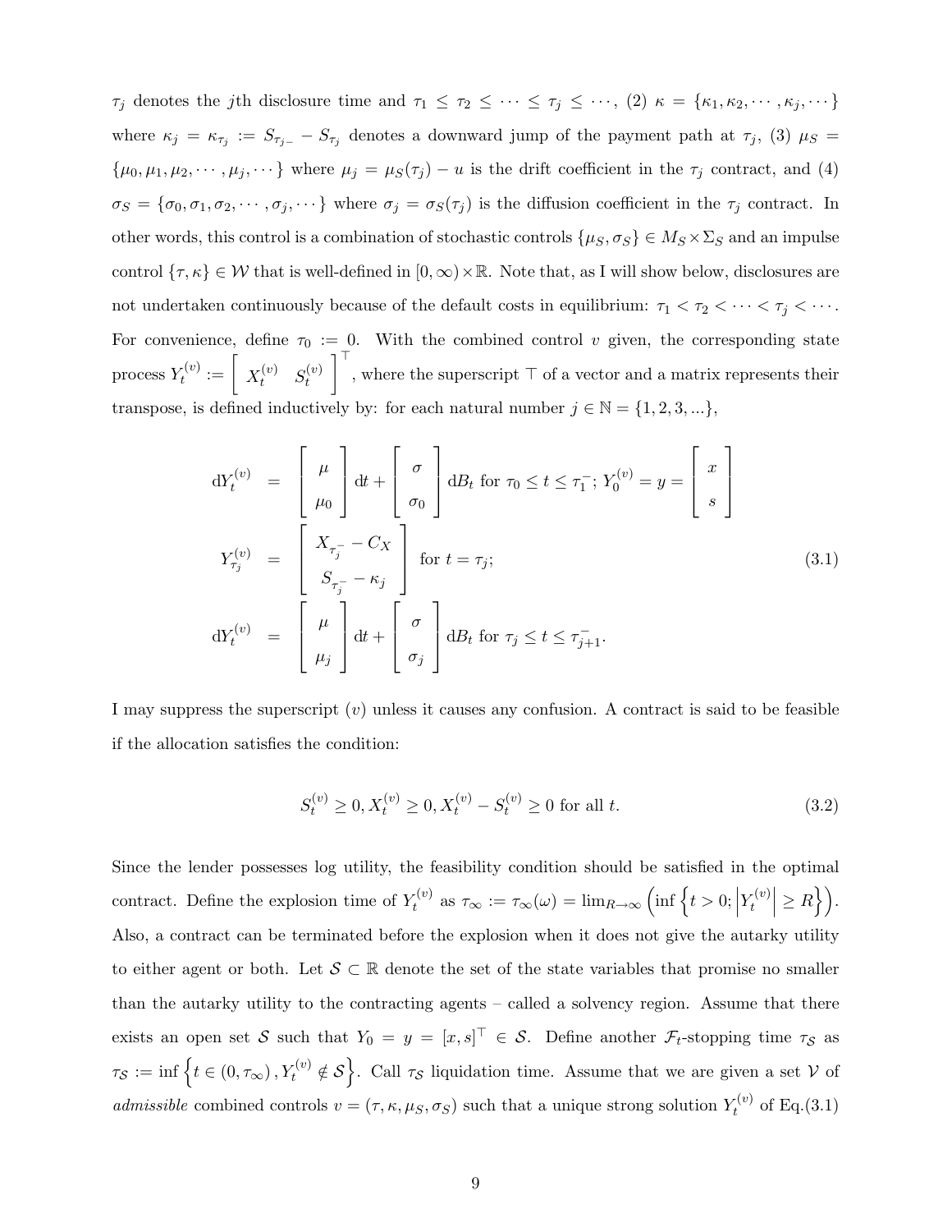$\tau_j$ denotes the $j$th disclosure time and $\tau_1 \leq \tau_2 \leq \cdots \leq \tau_j \leq \cdots$, (2) $\kappa = \{\kappa_1, \kappa_2, \cdots, \kappa_j, \cdots\}$ where $\kappa_j = \kappa_{\tau_j} := S_{\tau_{j-}} - S_{\tau_j}$ denotes a downward jump of the payment path at $\tau_j$, (3) $\mu_S = \{\mu_0, \mu_1, \mu_2, \cdots, \mu_j, \cdots\}$ where $\mu_j = \mu_S(\tau_j) - u$ is the drift coefficient in the $\tau_j$ contract, and (4) $\sigma_S = \{\sigma_0, \sigma_1, \sigma_2, \cdots, \sigma_j, \cdots\}$ where $\sigma_j = \sigma_S(\tau_j)$ is the diffusion coefficient in the $\tau_j$ contract. In other words, this control is a combination of stochastic controls $\{\mu_S, \sigma_S\} \in M_S \times \Sigma_S$ and an impulse control $\{\tau, \kappa\} \in \mathcal{W}$ that is well-defined in $[0, \infty) \times \mathbb{R}$. Note that, as I will show below, disclosures are not undertaken continuously because of the default costs in equilibrium: $\tau_1 < \tau_2 < \cdots < \tau_j < \cdots$. For convenience, define $\tau_0 := 0$. With the combined control $v$ given, the corresponding state process $Y_t^{(v)} := \begin{bmatrix} X_t^{(v)} & S_t^{(v)} \end{bmatrix}^\top$, where the superscript $\top$ of a vector and a matrix represents their transpose, is defined inductively by: for each natural number $j \in \mathbb{N} = \{1, 2, 3, ...\}$,

$$
\begin{aligned}
\mathrm{d}Y_t^{(v)} &= \begin{bmatrix} \mu \\ \mu_0 \end{bmatrix} \mathrm{d}t + \begin{bmatrix} \sigma \\ \sigma_0 \end{bmatrix} \mathrm{d}B_t \text{ for } \tau_0 \leq t \leq \tau_1^-;\ Y_0^{(v)} = y = \begin{bmatrix} x \\ s \end{bmatrix} \\
Y_{\tau_j}^{(v)} &= \begin{bmatrix} X_{\tau_j^-} - C_X \\ S_{\tau_j^-} - \kappa_j \end{bmatrix} \text{ for } t = \tau_j; \\
\mathrm{d}Y_t^{(v)} &= \begin{bmatrix} \mu \\ \mu_j \end{bmatrix} \mathrm{d}t + \begin{bmatrix} \sigma \\ \sigma_j \end{bmatrix} \mathrm{d}B_t \text{ for } \tau_j \leq t \leq \tau_{j+1}^-.
\end{aligned}
\tag{3.1}
$$

I may suppress the superscript $(v)$ unless it causes any confusion. A contract is said to be feasible if the allocation satisfies the condition:

$$
S_t^{(v)} \geq 0, X_t^{(v)} \geq 0, X_t^{(v)} - S_t^{(v)} \geq 0 \text{ for all } t. \tag{3.2}
$$

Since the lender possesses log utility, the feasibility condition should be satisfied in the optimal contract. Define the explosion time of $Y_t^{(v)}$ as $\tau_\infty := \tau_\infty(\omega) = \lim_{R \to \infty} \left( \inf \left\{ t > 0; \left| Y_t^{(v)} \right| \geq R \right\} \right)$. Also, a contract can be terminated before the explosion when it does not give the autarky utility to either agent or both. Let $\mathcal{S} \subset \mathbb{R}$ denote the set of the state variables that promise no smaller than the autarky utility to the contracting agents – called a solvency region. Assume that there exists an open set $\mathcal{S}$ such that $Y_0 = y = [x, s]^\top \in \mathcal{S}$. Define another $\mathcal{F}_t$-stopping time $\tau_{\mathcal{S}}$ as $\tau_{\mathcal{S}} := \inf \left\{ t \in (0, \tau_\infty), Y_t^{(v)} \notin \mathcal{S} \right\}$. Call $\tau_{\mathcal{S}}$ liquidation time. Assume that we are given a set $\mathcal{V}$ of *admissible* combined controls $v = (\tau, \kappa, \mu_S, \sigma_S)$ such that a unique strong solution $Y_t^{(v)}$ of Eq.(3.1)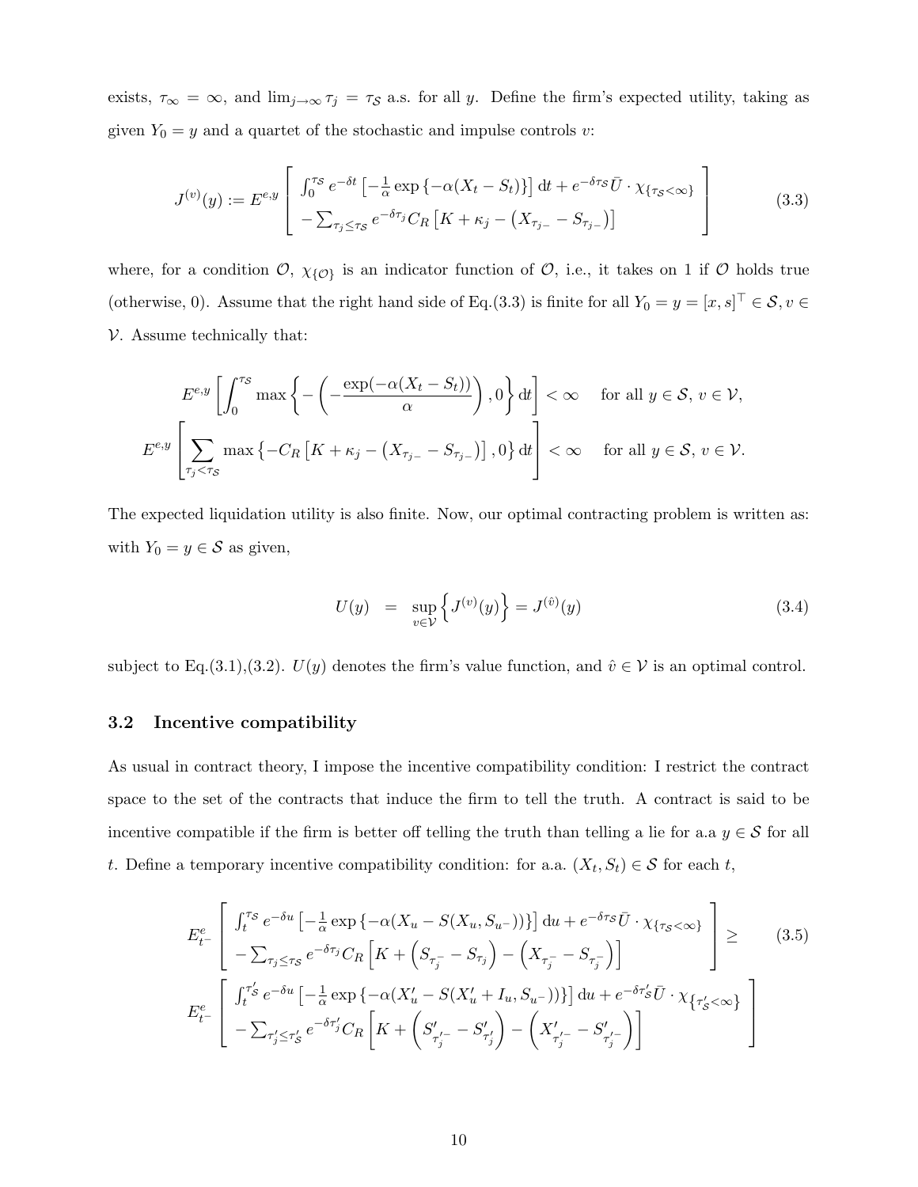exists, $\tau_\infty = \infty$, and $\lim_{j\to\infty} \tau_j = \tau_{\mathcal{S}}$ a.s. for all $y$. Define the firm's expected utility, taking as given $Y_0 = y$ and a quartet of the stochastic and impulse controls $v$:

$$
J^{(v)}(y) := E^{e,y}\left[\begin{array}{l} \int_0^{\tau_{\mathcal{S}}} e^{-\delta t}\left[-\frac{1}{\alpha}\exp\left\{-\alpha(X_t - S_t)\right\}\right]\mathrm{d}t + e^{-\delta\tau_{\mathcal{S}}}\bar{U}\cdot\chi_{\{\tau_{\mathcal{S}}<\infty\}} \\ -\sum_{\tau_j\le\tau_{\mathcal{S}}} e^{-\delta\tau_j} C_R\left[K + \kappa_j - \left(X_{\tau_{j-}} - S_{\tau_{j-}}\right)\right] \end{array}\right] \tag{3.3}
$$

where, for a condition $\mathcal{O}$, $\chi_{\{\mathcal{O}\}}$ is an indicator function of $\mathcal{O}$, i.e., it takes on 1 if $\mathcal{O}$ holds true (otherwise, 0). Assume that the right hand side of Eq.(3.3) is finite for all $Y_0 = y = [x, s]^\top \in \mathcal{S}, v \in \mathcal{V}$. Assume technically that:

$$
E^{e,y}\left[\int_0^{\tau_{\mathcal{S}}} \max\left\{-\left(-\frac{\exp(-\alpha(X_t - S_t))}{\alpha}\right), 0\right\}\mathrm{d}t\right] < \infty \quad \text{for all } y \in \mathcal{S},\, v \in \mathcal{V},
$$

$$
E^{e,y}\left[\sum_{\tau_j<\tau_{\mathcal{S}}} \max\left\{-C_R\left[K + \kappa_j - \left(X_{\tau_{j-}} - S_{\tau_{j-}}\right)\right], 0\right\}\mathrm{d}t\right] < \infty \quad \text{for all } y \in \mathcal{S},\, v \in \mathcal{V}.
$$

The expected liquidation utility is also finite. Now, our optimal contracting problem is written as: with $Y_0 = y \in \mathcal{S}$ as given,

$$
U(y) \;=\; \sup_{v\in\mathcal{V}}\left\{J^{(v)}(y)\right\} = J^{(\hat{v})}(y) \tag{3.4}
$$

subject to Eq.(3.1),(3.2). $U(y)$ denotes the firm's value function, and $\hat{v} \in \mathcal{V}$ is an optimal control.

### 3.2 Incentive compatibility

As usual in contract theory, I impose the incentive compatibility condition: I restrict the contract space to the set of the contracts that induce the firm to tell the truth. A contract is said to be incentive compatible if the firm is better off telling the truth than telling a lie for a.a $y \in \mathcal{S}$ for all $t$. Define a temporary incentive compatibility condition: for a.a. $(X_t, S_t) \in \mathcal{S}$ for each $t$,

$$
\begin{aligned}
&E^e_{t^-}\left[\begin{array}{l} \int_t^{\tau_{\mathcal{S}}} e^{-\delta u}\left[-\frac{1}{\alpha}\exp\left\{-\alpha(X_u - S(X_u, S_{u^-}))\right\}\right]\mathrm{d}u + e^{-\delta\tau_{\mathcal{S}}}\bar{U}\cdot\chi_{\{\tau_{\mathcal{S}}<\infty\}} \\ -\sum_{\tau_j\le\tau_{\mathcal{S}}} e^{-\delta\tau_j} C_R\left[K + \left(S_{\tau_j^-} - S_{\tau_j}\right) - \left(X_{\tau_j^-} - S_{\tau_j^-}\right)\right] \end{array}\right] \ge \\
&E^e_{t^-}\left[\begin{array}{l} \int_t^{\tau'_{\mathcal{S}}} e^{-\delta u}\left[-\frac{1}{\alpha}\exp\left\{-\alpha(X'_u - S(X'_u + I_u, S_{u^-}))\right\}\right]\mathrm{d}u + e^{-\delta\tau'_{\mathcal{S}}}\bar{U}\cdot\chi_{\{\tau'_{\mathcal{S}}<\infty\}} \\ -\sum_{\tau'_j\le\tau'_{\mathcal{S}}} e^{-\delta\tau'_j} C_R\left[K + \left(S'_{\tau'^-_j} - S'_{\tau'_j}\right) - \left(X'_{\tau'^-_j} - S'_{\tau'^-_j}\right)\right] \end{array}\right]
\end{aligned} \tag{3.5}
$$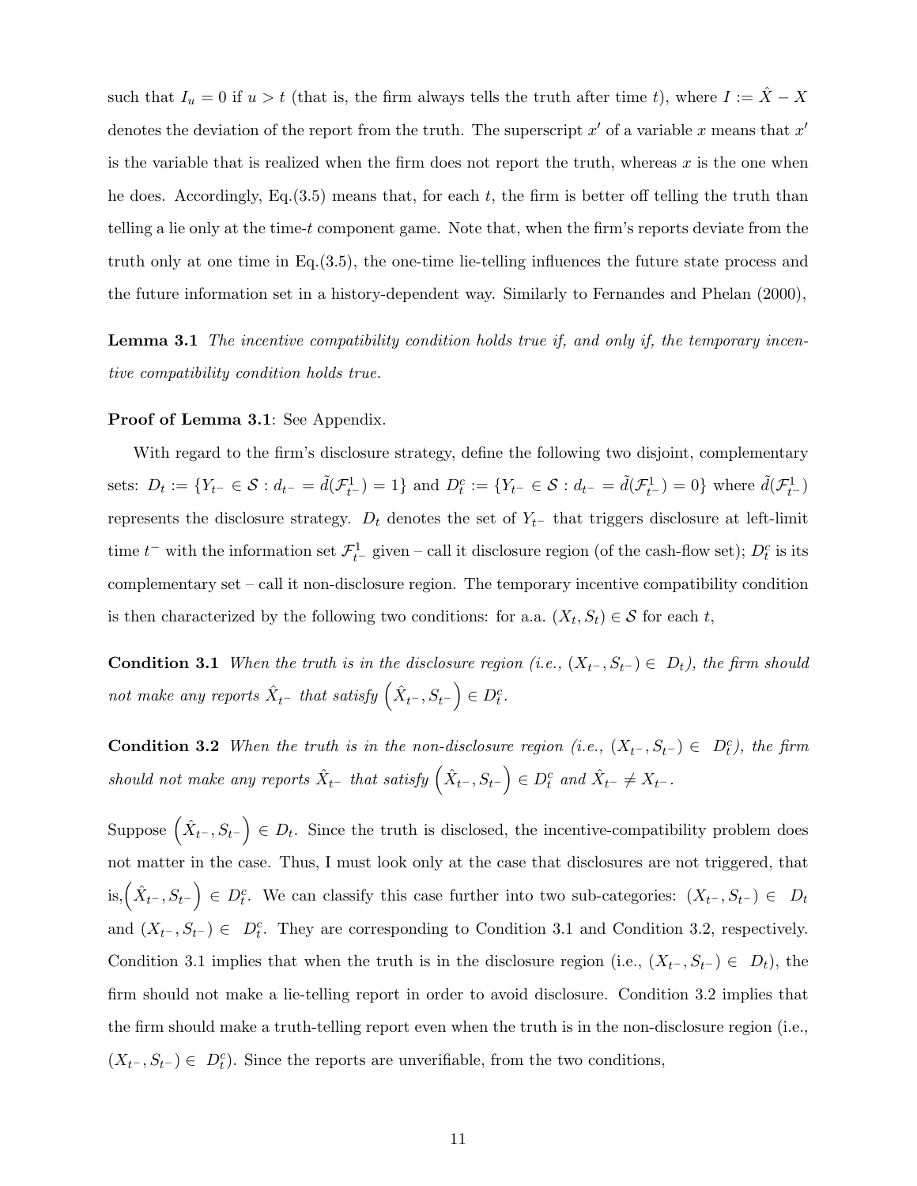such that $I_u = 0$ if $u > t$ (that is, the firm always tells the truth after time $t$), where $I := \hat{X} - X$ denotes the deviation of the report from the truth. The superscript $x'$ of a variable $x$ means that $x'$ is the variable that is realized when the firm does not report the truth, whereas $x$ is the one when he does. Accordingly, Eq.(3.5) means that, for each $t$, the firm is better off telling the truth than telling a lie only at the time-$t$ component game. Note that, when the firm's reports deviate from the truth only at one time in Eq.(3.5), the one-time lie-telling influences the future state process and the future information set in a history-dependent way. Similarly to Fernandes and Phelan (2000),

**Lemma 3.1** *The incentive compatibility condition holds true if, and only if, the temporary incentive compatibility condition holds true.*

**Proof of Lemma 3.1**: See Appendix.

With regard to the firm's disclosure strategy, define the following two disjoint, complementary sets: $D_t := \{Y_{t^-} \in \mathcal{S} : d_{t^-} = \tilde{d}(\mathcal{F}^1_{t^-}) = 1\}$ and $D^c_t := \{Y_{t^-} \in \mathcal{S} : d_{t^-} = \tilde{d}(\mathcal{F}^1_{t^-}) = 0\}$ where $\tilde{d}(\mathcal{F}^1_{t^-})$ represents the disclosure strategy. $D_t$ denotes the set of $Y_{t^-}$ that triggers disclosure at left-limit time $t^-$ with the information set $\mathcal{F}^1_{t^-}$ given – call it disclosure region (of the cash-flow set); $D^c_t$ is its complementary set – call it non-disclosure region. The temporary incentive compatibility condition is then characterized by the following two conditions: for a.a. $(X_t, S_t) \in \mathcal{S}$ for each $t$,

**Condition 3.1** *When the truth is in the disclosure region (i.e., $(X_{t^-}, S_{t^-}) \in D_t$), the firm should not make any reports $\hat{X}_{t^-}$ that satisfy $\left(\hat{X}_{t^-}, S_{t^-}\right) \in D^c_t$.*

**Condition 3.2** *When the truth is in the non-disclosure region (i.e., $(X_{t^-}, S_{t^-}) \in D^c_t$), the firm should not make any reports $\hat{X}_{t^-}$ that satisfy $\left(\hat{X}_{t^-}, S_{t^-}\right) \in D^c_t$ and $\hat{X}_{t^-} \neq X_{t^-}$.*

Suppose $\left(\hat{X}_{t^-}, S_{t^-}\right) \in D_t$. Since the truth is disclosed, the incentive-compatibility problem does not matter in the case. Thus, I must look only at the case that disclosures are not triggered, that is, $\left(\hat{X}_{t^-}, S_{t^-}\right) \in D^c_t$. We can classify this case further into two sub-categories: $(X_{t^-}, S_{t^-}) \in D_t$ and $(X_{t^-}, S_{t^-}) \in D^c_t$. They are corresponding to Condition 3.1 and Condition 3.2, respectively. Condition 3.1 implies that when the truth is in the disclosure region (i.e., $(X_{t^-}, S_{t^-}) \in D_t$), the firm should not make a lie-telling report in order to avoid disclosure. Condition 3.2 implies that the firm should make a truth-telling report even when the truth is in the non-disclosure region (i.e., $(X_{t^-}, S_{t^-}) \in D^c_t$). Since the reports are unverifiable, from the two conditions,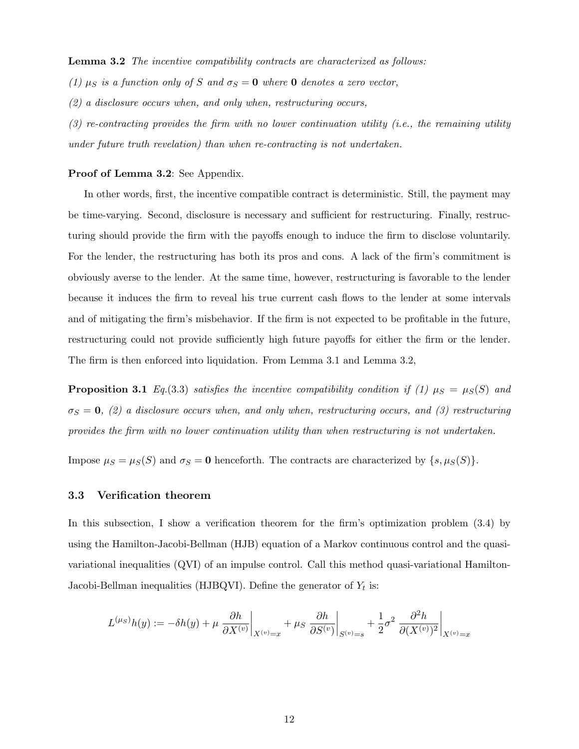**Lemma 3.2** *The incentive compatibility contracts are characterized as follows:*

*(1) $\mu_S$ is a function only of $S$ and $\sigma_S = \mathbf{0}$ where $\mathbf{0}$ denotes a zero vector,*

*(2) a disclosure occurs when, and only when, restructuring occurs,*

*(3) re-contracting provides the firm with no lower continuation utility (i.e., the remaining utility under future truth revelation) than when re-contracting is not undertaken.*

**Proof of Lemma 3.2**: See Appendix.

In other words, first, the incentive compatible contract is deterministic. Still, the payment may be time-varying. Second, disclosure is necessary and sufficient for restructuring. Finally, restructuring should provide the firm with the payoffs enough to induce the firm to disclose voluntarily. For the lender, the restructuring has both its pros and cons. A lack of the firm's commitment is obviously averse to the lender. At the same time, however, restructuring is favorable to the lender because it induces the firm to reveal his true current cash flows to the lender at some intervals and of mitigating the firm's misbehavior. If the firm is not expected to be profitable in the future, restructuring could not provide sufficiently high future payoffs for either the firm or the lender. The firm is then enforced into liquidation. From Lemma 3.1 and Lemma 3.2,

**Proposition 3.1** *Eq.(3.3) satisfies the incentive compatibility condition if (1) $\mu_S = \mu_S(S)$ and $\sigma_S = \mathbf{0}$, (2) a disclosure occurs when, and only when, restructuring occurs, and (3) restructuring provides the firm with no lower continuation utility than when restructuring is not undertaken.*

Impose $\mu_S = \mu_S(S)$ and $\sigma_S = \mathbf{0}$ henceforth. The contracts are characterized by $\{s, \mu_S(S)\}$.

### 3.3 Verification theorem

In this subsection, I show a verification theorem for the firm's optimization problem (3.4) by using the Hamilton-Jacobi-Bellman (HJB) equation of a Markov continuous control and the quasi-variational inequalities (QVI) of an impulse control. Call this method quasi-variational Hamilton-Jacobi-Bellman inequalities (HJBQVI). Define the generator of $Y_t$ is:

$$L^{(\mu_S)}h(y) := -\delta h(y) + \mu \left.\frac{\partial h}{\partial X^{(v)}}\right|_{X^{(v)}=x} + \mu_S \left.\frac{\partial h}{\partial S^{(v)}}\right|_{S^{(v)}=s} + \frac{1}{2}\sigma^2 \left.\frac{\partial^2 h}{\partial (X^{(v)})^2}\right|_{X^{(v)}=x}$$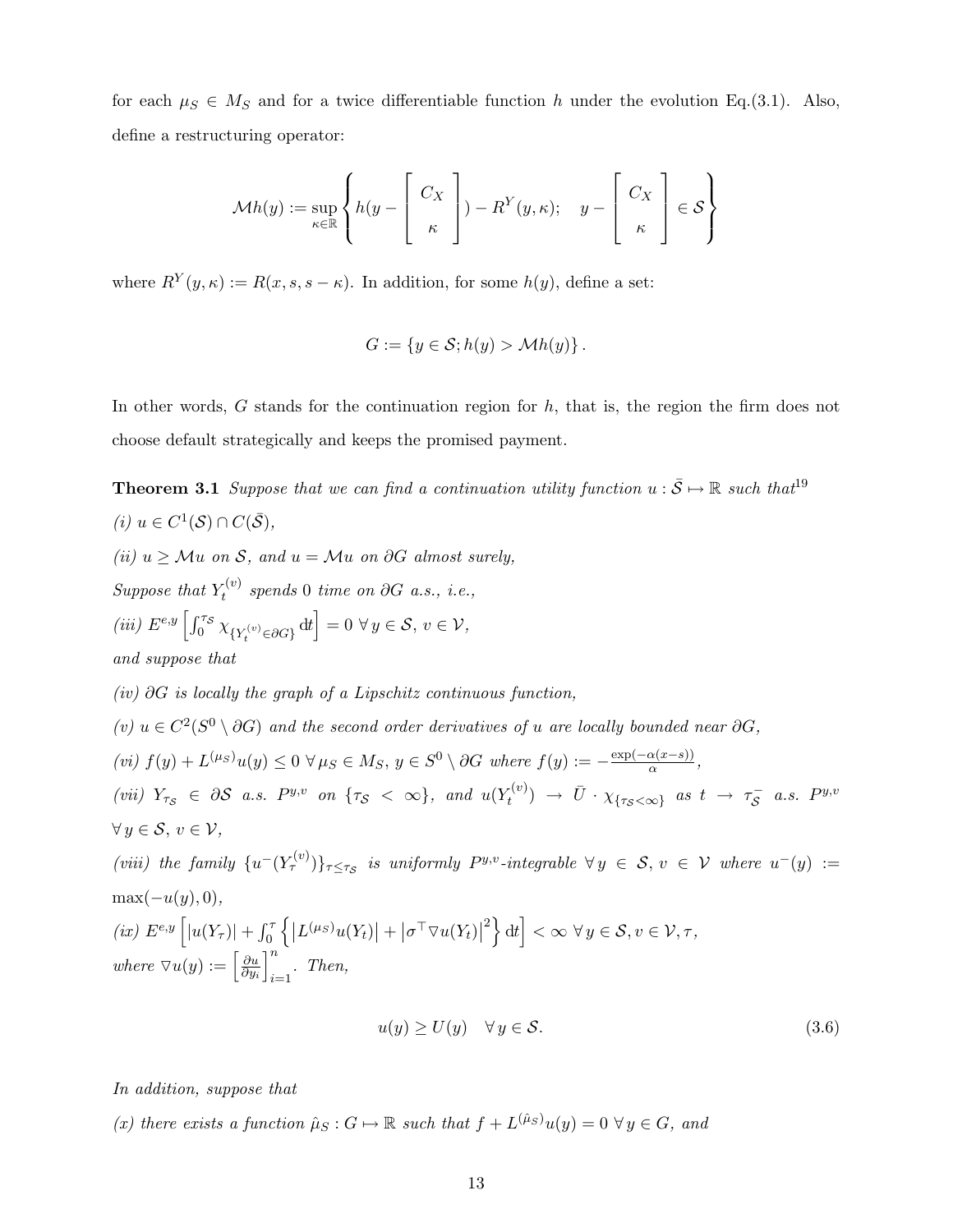for each $\mu_S \in M_S$ and for a twice differentiable function $h$ under the evolution Eq.(3.1). Also, define a restructuring operator:

$$\mathcal{M}h(y) := \sup_{\kappa \in \mathbb{R}} \left\{ h(y - \begin{bmatrix} C_X \\ \kappa \end{bmatrix}) - R^Y(y, \kappa); \quad y - \begin{bmatrix} C_X \\ \kappa \end{bmatrix} \in \mathcal{S} \right\}$$

where $R^Y(y, \kappa) := R(x, s, s - \kappa)$. In addition, for some $h(y)$, define a set:

$$G := \{ y \in \mathcal{S}; h(y) > \mathcal{M}h(y) \}.$$

In other words, $G$ stands for the continuation region for $h$, that is, the region the firm does not choose default strategically and keeps the promised payment.

**Theorem 3.1** *Suppose that we can find a continuation utility function $u : \bar{\mathcal{S}} \mapsto \mathbb{R}$ such that*[19]

*(i) $u \in C^1(\mathcal{S}) \cap C(\bar{\mathcal{S}})$,*

*(ii) $u \geq \mathcal{M}u$ on $\mathcal{S}$, and $u = \mathcal{M}u$ on $\partial G$ almost surely,*

*Suppose that $Y_t^{(v)}$ spends 0 time on $\partial G$ a.s., i.e.,*

*(iii) $E^{e,y}\left[\int_0^{\tau_{\mathcal{S}}} \chi_{\{Y_t^{(v)} \in \partial G\}} \, \mathrm{d}t\right] = 0 \;\forall\, y \in \mathcal{S}, \, v \in \mathcal{V}$,*

*and suppose that*

*(iv) $\partial G$ is locally the graph of a Lipschitz continuous function,*

*(v) $u \in C^2(S^0 \setminus \partial G)$ and the second order derivatives of $u$ are locally bounded near $\partial G$,*

*(vi) $f(y) + L^{(\mu_S)}u(y) \leq 0 \;\forall\, \mu_S \in M_S, \, y \in S^0 \setminus \partial G$ where $f(y) := -\frac{\exp(-\alpha(x-s))}{\alpha}$,*

*(vii) $Y_{\tau_{\mathcal{S}}} \in \partial\mathcal{S}$ a.s. $P^{y,v}$ on $\{\tau_{\mathcal{S}} < \infty\}$, and $u(Y_t^{(v)}) \to \bar{U} \cdot \chi_{\{\tau_{\mathcal{S}} < \infty\}}$ as $t \to \tau_{\mathcal{S}}^-$ a.s. $P^{y,v}$ $\forall\, y \in \mathcal{S}, \, v \in \mathcal{V}$,*

*(viii) the family $\{u^-(Y_\tau^{(v)})\}_{\tau \leq \tau_{\mathcal{S}}}$ is uniformly $P^{y,v}$-integrable $\forall\, y \in \mathcal{S}, \, v \in \mathcal{V}$ where $u^-(y) := \max(-u(y), 0)$,*

*(ix) $E^{e,y}\left[|u(Y_\tau)| + \int_0^\tau \left\{ \left|L^{(\mu_S)}u(Y_t)\right| + \left|\sigma^\top \nabla u(Y_t)\right|^2 \right\} \mathrm{d}t\right] < \infty \;\forall\, y \in \mathcal{S}, v \in \mathcal{V}, \tau$,*

*where $\nabla u(y) := \left[\frac{\partial u}{\partial y_i}\right]_{i=1}^n$. Then,*

$$u(y) \geq U(y) \quad \forall\, y \in \mathcal{S}. \tag{3.6}$$

*In addition, suppose that*

*(x) there exists a function $\hat{\mu}_S : G \mapsto \mathbb{R}$ such that $f + L^{(\hat{\mu}_S)}u(y) = 0 \;\forall\, y \in G$, and*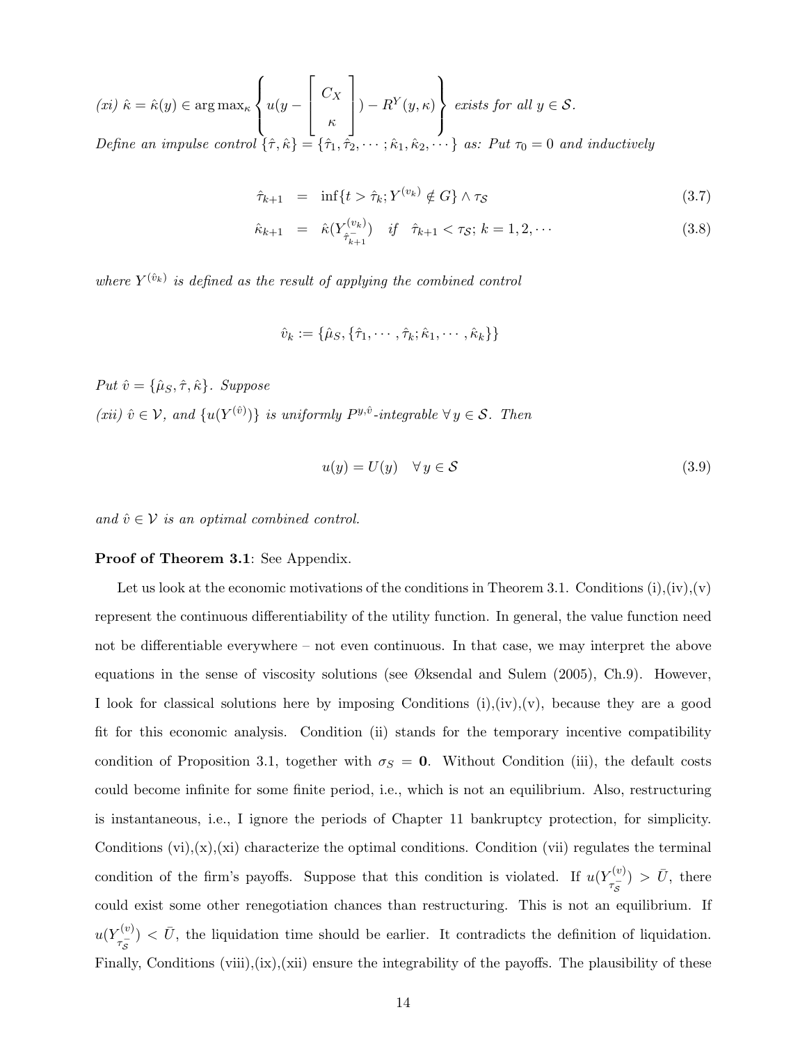*(xi)* $\hat{\kappa} = \hat{\kappa}(y) \in \arg\max_{\kappa} \left\{ u(y - \begin{bmatrix} C_X \\ \kappa \end{bmatrix}) - R^Y(y,\kappa) \right\}$ *exists for all* $y \in \mathcal{S}$.

*Define an impulse control* $\{\hat{\tau}, \hat{\kappa}\} = \{\hat{\tau}_1, \hat{\tau}_2, \cdots; \hat{\kappa}_1, \hat{\kappa}_2, \cdots\}$ *as: Put* $\tau_0 = 0$ *and inductively*

$$\hat{\tau}_{k+1} = \inf\{t > \hat{\tau}_k; Y^{(v_k)} \notin G\} \wedge \tau_{\mathcal{S}} \tag{3.7}$$

$$\hat{\kappa}_{k+1} = \hat{\kappa}(Y^{(v_k)}_{\hat{\tau}^-_{k+1}}) \quad if \quad \hat{\tau}_{k+1} < \tau_{\mathcal{S}};\ k = 1, 2, \cdots \tag{3.8}$$

*where* $Y^{(\hat{v}_k)}$ *is defined as the result of applying the combined control*

$$\hat{v}_k := \{\hat{\mu}_S, \{\hat{\tau}_1, \cdots, \hat{\tau}_k; \hat{\kappa}_1, \cdots, \hat{\kappa}_k\}\}$$

*Put* $\hat{v} = \{\hat{\mu}_S, \hat{\tau}, \hat{\kappa}\}$. *Suppose*

*(xii)* $\hat{v} \in \mathcal{V}$, *and* $\{u(Y^{(\hat{v})})\}$ *is uniformly* $P^{y,\hat{v}}$*-integrable* $\forall\, y \in \mathcal{S}$. *Then*

$$u(y) = U(y) \quad \forall\, y \in \mathcal{S} \tag{3.9}$$

*and* $\hat{v} \in \mathcal{V}$ *is an optimal combined control.*

**Proof of Theorem 3.1**: See Appendix.

Let us look at the economic motivations of the conditions in Theorem 3.1. Conditions (i),(iv),(v) represent the continuous differentiability of the utility function. In general, the value function need not be differentiable everywhere – not even continuous. In that case, we may interpret the above equations in the sense of viscosity solutions (see Øksendal and Sulem (2005), Ch.9). However, I look for classical solutions here by imposing Conditions (i),(iv),(v), because they are a good fit for this economic analysis. Condition (ii) stands for the temporary incentive compatibility condition of Proposition 3.1, together with $\sigma_S = \mathbf{0}$. Without Condition (iii), the default costs could become infinite for some finite period, i.e., which is not an equilibrium. Also, restructuring is instantaneous, i.e., I ignore the periods of Chapter 11 bankruptcy protection, for simplicity. Conditions (vi),(x),(xi) characterize the optimal conditions. Condition (vii) regulates the terminal condition of the firm's payoffs. Suppose that this condition is violated. If $u(Y^{(v)}_{\tau^-_{\mathcal{S}}}) > \bar{U}$, there could exist some other renegotiation chances than restructuring. This is not an equilibrium. If $u(Y^{(v)}_{\tau^-_{\mathcal{S}}}) < \bar{U}$, the liquidation time should be earlier. It contradicts the definition of liquidation. Finally, Conditions (viii),(ix),(xii) ensure the integrability of the payoffs. The plausibility of these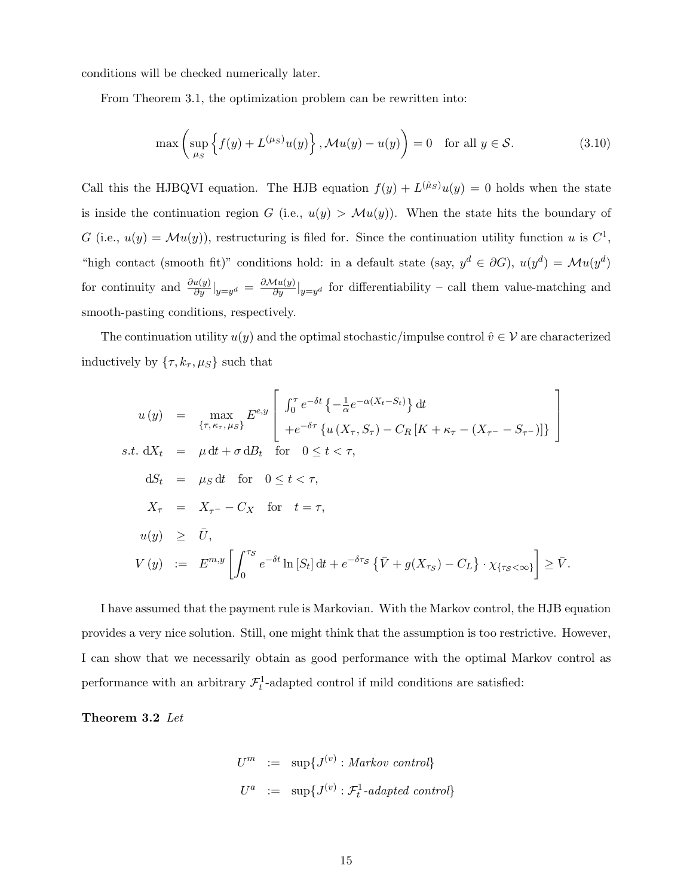conditions will be checked numerically later.

From Theorem 3.1, the optimization problem can be rewritten into:

$$\max\left(\sup_{\mu_S}\left\{f(y)+L^{(\mu_S)}u(y)\right\},\mathcal{M}u(y)-u(y)\right)=0\quad\text{for all } y\in\mathcal{S}. \tag{3.10}$$

Call this the HJBQVI equation. The HJB equation $f(y)+L^{(\hat{\mu}_S)}u(y)=0$ holds when the state is inside the continuation region $G$ (i.e., $u(y)>\mathcal{M}u(y)$). When the state hits the boundary of $G$ (i.e., $u(y)=\mathcal{M}u(y)$), restructuring is filed for. Since the continuation utility function $u$ is $C^1$, "high contact (smooth fit)" conditions hold: in a default state (say, $y^d\in\partial G$), $u(y^d)=\mathcal{M}u(y^d)$ for continuity and $\frac{\partial u(y)}{\partial y}|_{y=y^d}=\frac{\partial \mathcal{M}u(y)}{\partial y}|_{y=y^d}$ for differentiability – call them value-matching and smooth-pasting conditions, respectively.

The continuation utility $u(y)$ and the optimal stochastic/impulse control $\hat{v}\in\mathcal{V}$ are characterized inductively by $\{\tau,k_\tau,\mu_S\}$ such that

$$\begin{aligned}
u(y) &= \max_{\{\tau,\kappa_\tau,\mu_S\}} E^{e,y}\left[\begin{array}{l}\int_0^\tau e^{-\delta t}\left\{-\frac{1}{\alpha}e^{-\alpha(X_t-S_t)}\right\}\mathrm{d}t\\ +e^{-\delta\tau}\left\{u\left(X_\tau,S_\tau\right)-C_R\left[K+\kappa_\tau-\left(X_{\tau^-}-S_{\tau^-}\right)\right]\right\}\end{array}\right]\\
s.t.\ \mathrm{d}X_t &= \mu\,\mathrm{d}t+\sigma\,\mathrm{d}B_t \quad\text{for}\quad 0\le t<\tau,\\
\mathrm{d}S_t &= \mu_S\,\mathrm{d}t \quad\text{for}\quad 0\le t<\tau,\\
X_\tau &= X_{\tau^-}-C_X \quad\text{for}\quad t=\tau,\\
u(y) &\ge \bar{U},\\
V(y) &:= E^{m,y}\left[\int_0^{\tau_S} e^{-\delta t}\ln\left[S_t\right]\mathrm{d}t+e^{-\delta\tau_S}\left\{\bar{V}+g(X_{\tau_S})-C_L\right\}\cdot\chi_{\{\tau_S<\infty\}}\right]\ge\bar{V}.
\end{aligned}$$

I have assumed that the payment rule is Markovian. With the Markov control, the HJB equation provides a very nice solution. Still, one might think that the assumption is too restrictive. However, I can show that we necessarily obtain as good performance with the optimal Markov control as performance with an arbitrary $\mathcal{F}_t^1$-adapted control if mild conditions are satisfied:

**Theorem 3.2** *Let*

$$\begin{aligned}
U^m &:= \sup\{J^{(v)}:\textit{Markov control}\}\\
U^a &:= \sup\{J^{(v)}:\mathcal{F}_t^1\textit{-adapted control}\}
\end{aligned}$$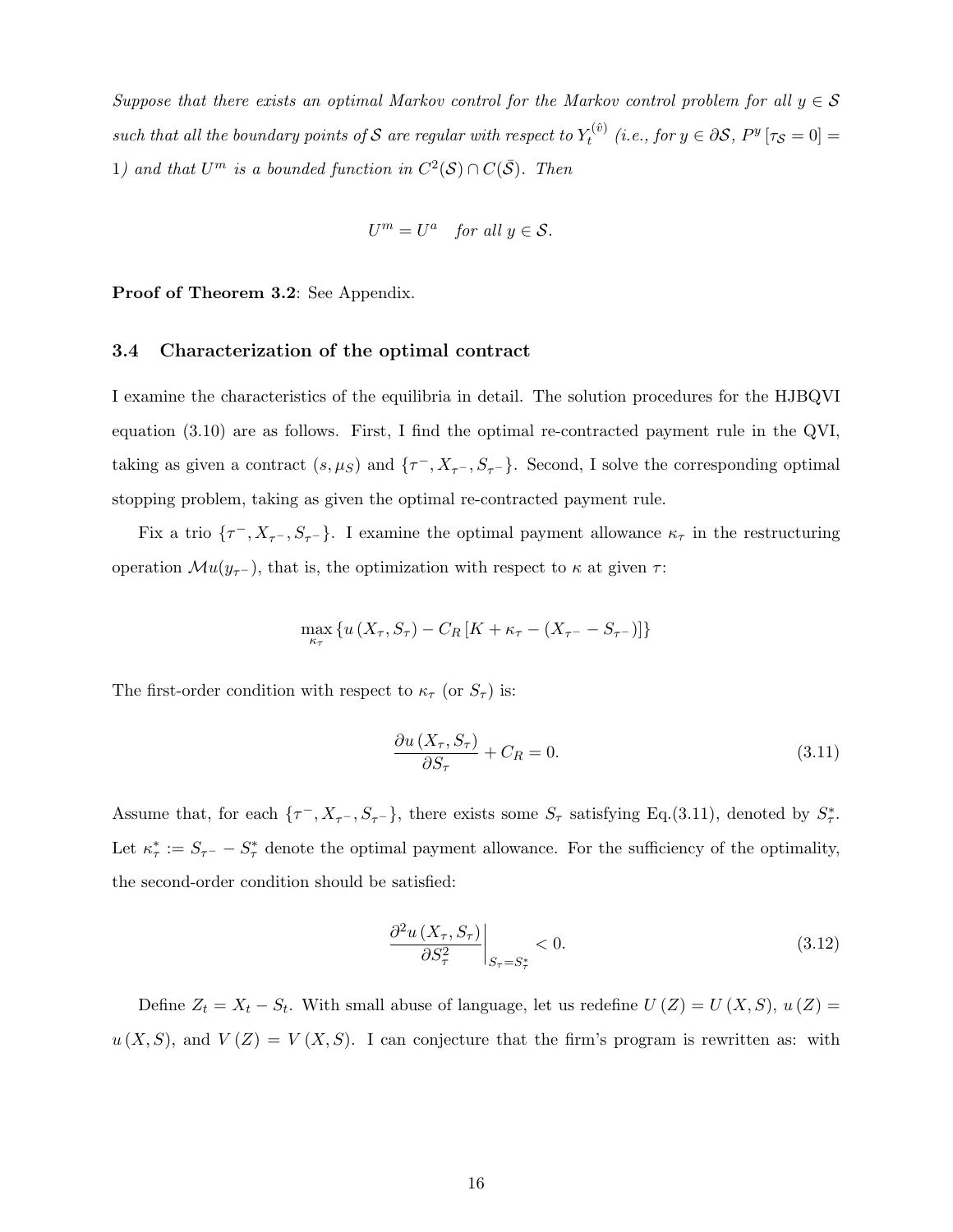*Suppose that there exists an optimal Markov control for the Markov control problem for all $y \in \mathcal{S}$ such that all the boundary points of $\mathcal{S}$ are regular with respect to $Y_t^{(\hat{v})}$ (i.e., for $y \in \partial\mathcal{S}$, $P^y[\tau_{\mathcal{S}} = 0] = 1$) and that $U^m$ is a bounded function in $C^2(\mathcal{S}) \cap C(\bar{\mathcal{S}})$. Then*

$$U^m = U^a \quad \textit{for all } y \in \mathcal{S}.$$

**Proof of Theorem 3.2**: See Appendix.

### 3.4 Characterization of the optimal contract

I examine the characteristics of the equilibria in detail. The solution procedures for the HJBQVI equation (3.10) are as follows. First, I find the optimal re-contracted payment rule in the QVI, taking as given a contract $(s, \mu_S)$ and $\{\tau^-, X_{\tau^-}, S_{\tau^-}\}$. Second, I solve the corresponding optimal stopping problem, taking as given the optimal re-contracted payment rule.

Fix a trio $\{\tau^-, X_{\tau^-}, S_{\tau^-}\}$. I examine the optimal payment allowance $\kappa_\tau$ in the restructuring operation $\mathcal{M}u(y_{\tau^-})$, that is, the optimization with respect to $\kappa$ at given $\tau$:

$$\max_{\kappa_\tau} \{u(X_\tau, S_\tau) - C_R[K + \kappa_\tau - (X_{\tau^-} - S_{\tau^-})]\}$$

The first-order condition with respect to $\kappa_\tau$ (or $S_\tau$) is:

$$\frac{\partial u(X_\tau, S_\tau)}{\partial S_\tau} + C_R = 0. \tag{3.11}$$

Assume that, for each $\{\tau^-, X_{\tau^-}, S_{\tau^-}\}$, there exists some $S_\tau$ satisfying Eq.(3.11), denoted by $S_\tau^*$. Let $\kappa_\tau^* := S_{\tau^-} - S_\tau^*$ denote the optimal payment allowance. For the sufficiency of the optimality, the second-order condition should be satisfied:

$$\left.\frac{\partial^2 u(X_\tau, S_\tau)}{\partial S_\tau^2}\right|_{S_\tau = S_\tau^*} < 0. \tag{3.12}$$

Define $Z_t = X_t - S_t$. With small abuse of language, let us redefine $U(Z) = U(X, S)$, $u(Z) = u(X, S)$, and $V(Z) = V(X, S)$. I can conjecture that the firm's program is rewritten as: with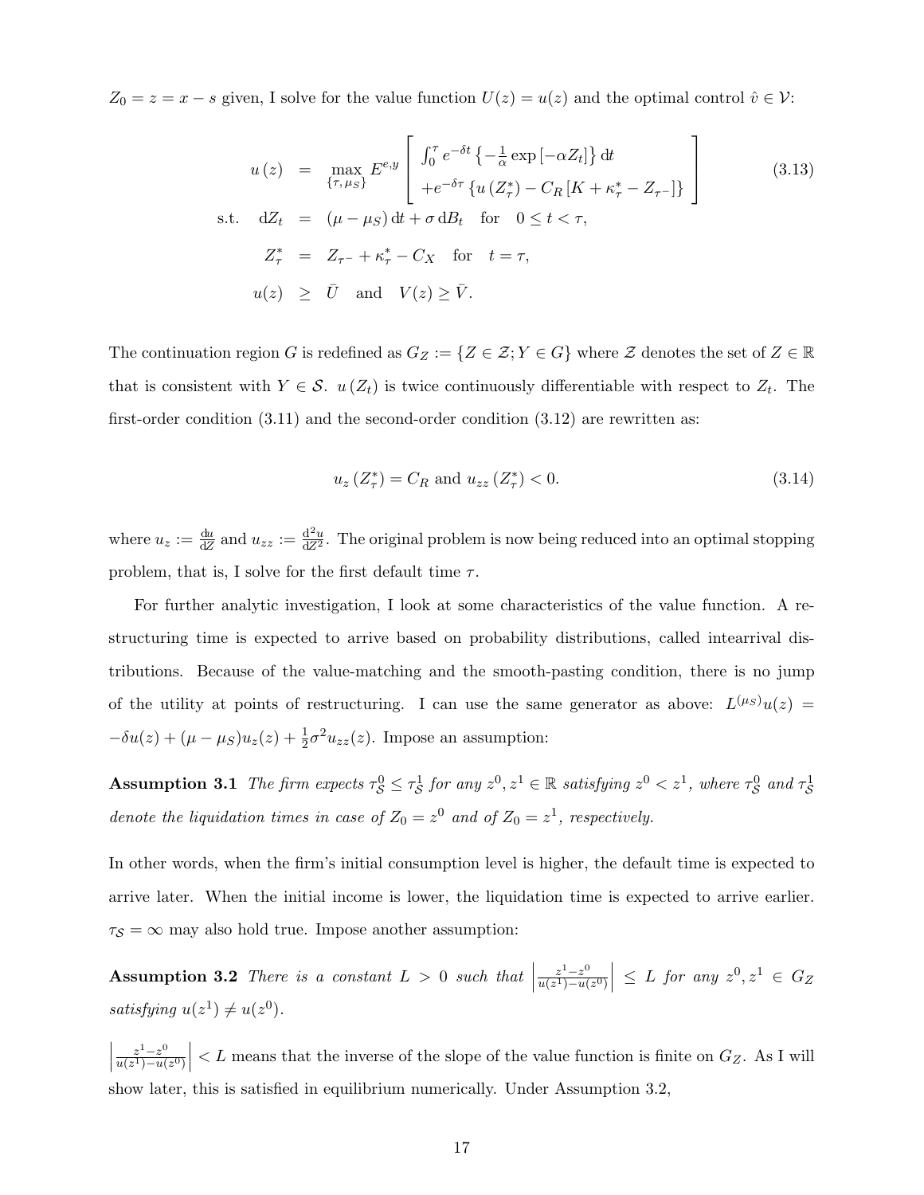$Z_0 = z = x - s$ given, I solve for the value function $U(z) = u(z)$ and the optimal control $\hat{v} \in \mathcal{V}$:

$$
\begin{aligned}
u(z) &= \max_{\{\tau, \mu_S\}} E^{e,y} \left[ \begin{array}{l} \int_0^\tau e^{-\delta t} \left\{ -\frac{1}{\alpha} \exp\left[-\alpha Z_t\right] \right\} \mathrm{d}t \\ + e^{-\delta \tau} \left\{ u\left(Z_\tau^*\right) - C_R \left[K + \kappa_\tau^* - Z_{\tau^-}\right] \right\} \end{array} \right] \qquad (3.13) \\
\text{s.t.} \quad \mathrm{d}Z_t &= (\mu - \mu_S)\,\mathrm{d}t + \sigma\,\mathrm{d}B_t \quad \text{for} \quad 0 \le t < \tau, \\
Z_\tau^* &= Z_{\tau^-} + \kappa_\tau^* - C_X \quad \text{for} \quad t = \tau, \\
u(z) &\ge \bar{U} \quad \text{and} \quad V(z) \ge \bar{V}.
\end{aligned}
$$

The continuation region $G$ is redefined as $G_Z := \{Z \in \mathcal{Z}; Y \in G\}$ where $\mathcal{Z}$ denotes the set of $Z \in \mathbb{R}$ that is consistent with $Y \in \mathcal{S}$. $u(Z_t)$ is twice continuously differentiable with respect to $Z_t$. The first-order condition (3.11) and the second-order condition (3.12) are rewritten as:

$$
u_z\left(Z_\tau^*\right) = C_R \text{ and } u_{zz}\left(Z_\tau^*\right) < 0. \qquad (3.14)
$$

where $u_z := \frac{\mathrm{d}u}{\mathrm{d}Z}$ and $u_{zz} := \frac{\mathrm{d}^2 u}{\mathrm{d}Z^2}$. The original problem is now being reduced into an optimal stopping problem, that is, I solve for the first default time $\tau$.

For further analytic investigation, I look at some characteristics of the value function. A restructuring time is expected to arrive based on probability distributions, called intearrival distributions. Because of the value-matching and the smooth-pasting condition, there is no jump of the utility at points of restructuring. I can use the same generator as above: $L^{(\mu_S)}u(z) = -\delta u(z) + (\mu - \mu_S)u_z(z) + \frac{1}{2}\sigma^2 u_{zz}(z)$. Impose an assumption:

**Assumption 3.1** *The firm expects $\tau_\mathcal{S}^0 \le \tau_\mathcal{S}^1$ for any $z^0, z^1 \in \mathbb{R}$ satisfying $z^0 < z^1$, where $\tau_\mathcal{S}^0$ and $\tau_\mathcal{S}^1$ denote the liquidation times in case of $Z_0 = z^0$ and of $Z_0 = z^1$, respectively.*

In other words, when the firm's initial consumption level is higher, the default time is expected to arrive later. When the initial income is lower, the liquidation time is expected to arrive earlier. $\tau_\mathcal{S} = \infty$ may also hold true. Impose another assumption:

**Assumption 3.2** *There is a constant $L > 0$ such that $\left| \frac{z^1 - z^0}{u(z^1) - u(z^0)} \right| \le L$ for any $z^0, z^1 \in G_Z$ satisfying $u(z^1) \neq u(z^0)$.*

$\left| \frac{z^1 - z^0}{u(z^1) - u(z^0)} \right| < L$ means that the inverse of the slope of the value function is finite on $G_Z$. As I will show later, this is satisfied in equilibrium numerically. Under Assumption 3.2,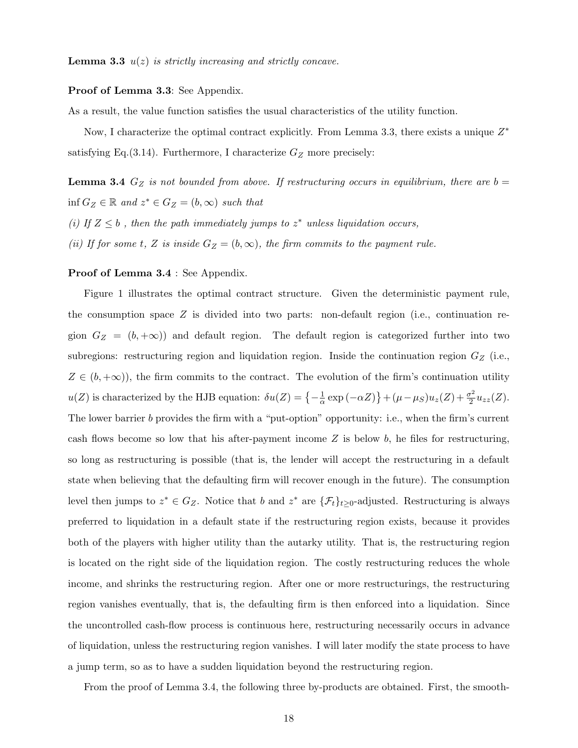**Lemma 3.3** *$u(z)$ is strictly increasing and strictly concave.*

**Proof of Lemma 3.3**: See Appendix.

As a result, the value function satisfies the usual characteristics of the utility function.

Now, I characterize the optimal contract explicitly. From Lemma 3.3, there exists a unique $Z^*$ satisfying Eq.(3.14). Furthermore, I characterize $G_Z$ more precisely:

**Lemma 3.4** *$G_Z$ is not bounded from above. If restructuring occurs in equilibrium, there are $b = \inf G_Z \in \mathbb{R}$ and $z^* \in G_Z = (b, \infty)$ such that*

*(i) If $Z \leq b$ , then the path immediately jumps to $z^*$ unless liquidation occurs,*

*(ii) If for some $t$, $Z$ is inside $G_Z = (b, \infty)$, the firm commits to the payment rule.*

**Proof of Lemma 3.4** : See Appendix.

Figure 1 illustrates the optimal contract structure. Given the deterministic payment rule, the consumption space $Z$ is divided into two parts: non-default region (i.e., continuation region $G_Z = (b, +\infty)$) and default region. The default region is categorized further into two subregions: restructuring region and liquidation region. Inside the continuation region $G_Z$ (i.e., $Z \in (b, +\infty)$), the firm commits to the contract. The evolution of the firm's continuation utility $u(Z)$ is characterized by the HJB equation: $\delta u(Z) = \left\{-\frac{1}{\alpha}\exp(-\alpha Z)\right\} + (\mu - \mu_S)u_z(Z) + \frac{\sigma^2}{2}u_{zz}(Z)$. The lower barrier $b$ provides the firm with a "put-option" opportunity: i.e., when the firm's current cash flows become so low that his after-payment income $Z$ is below $b$, he files for restructuring, so long as restructuring is possible (that is, the lender will accept the restructuring in a default state when believing that the defaulting firm will recover enough in the future). The consumption level then jumps to $z^* \in G_Z$. Notice that $b$ and $z^*$ are $\{\mathcal{F}_t\}_{t\geq 0}$-adjusted. Restructuring is always preferred to liquidation in a default state if the restructuring region exists, because it provides both of the players with higher utility than the autarky utility. That is, the restructuring region is located on the right side of the liquidation region. The costly restructuring reduces the whole income, and shrinks the restructuring region. After one or more restructurings, the restructuring region vanishes eventually, that is, the defaulting firm is then enforced into a liquidation. Since the uncontrolled cash-flow process is continuous here, restructuring necessarily occurs in advance of liquidation, unless the restructuring region vanishes. I will later modify the state process to have a jump term, so as to have a sudden liquidation beyond the restructuring region.

From the proof of Lemma 3.4, the following three by-products are obtained. First, the smooth-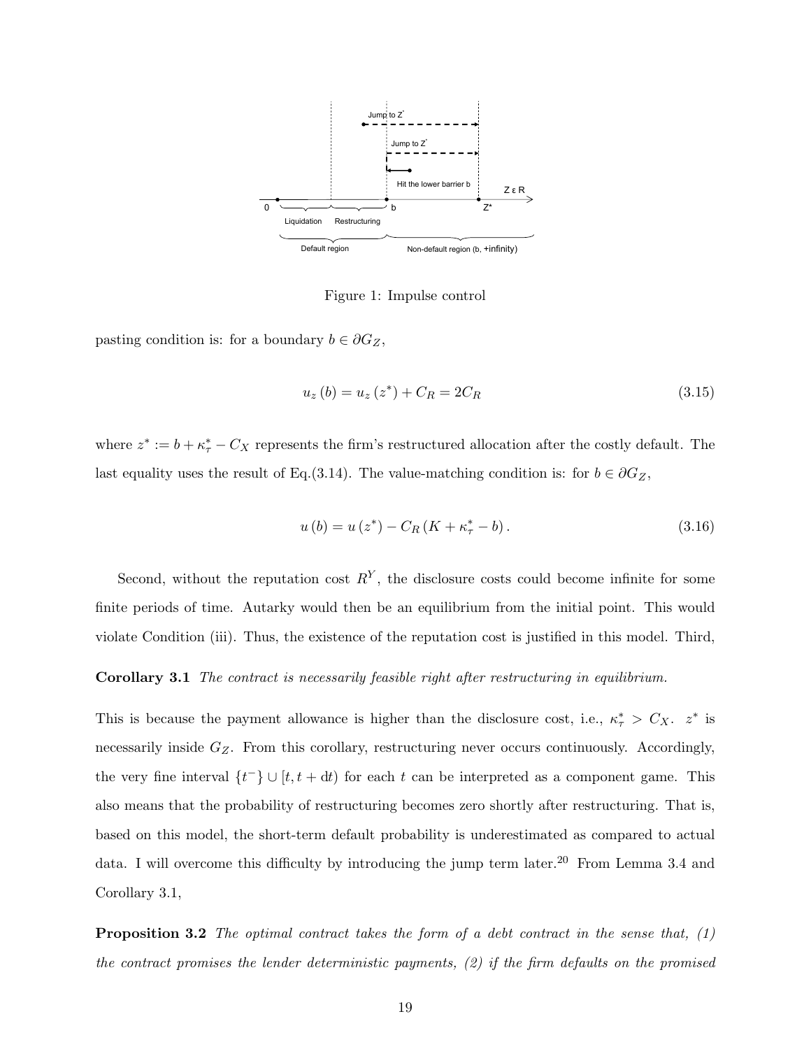Figure 1: Impulse control

pasting condition is: for a boundary $b \in \partial G_Z$,

$$u_z(b) = u_z(z^*) + C_R = 2C_R \tag{3.15}$$

where $z^* := b + \kappa^*_\tau - C_X$ represents the firm's restructured allocation after the costly default. The last equality uses the result of Eq.(3.14). The value-matching condition is: for $b \in \partial G_Z$,

$$u(b) = u(z^*) - C_R(K + \kappa^*_\tau - b). \tag{3.16}$$

Second, without the reputation cost $R^Y$, the disclosure costs could become infinite for some finite periods of time. Autarky would then be an equilibrium from the initial point. This would violate Condition (iii). Thus, the existence of the reputation cost is justified in this model. Third,

**Corollary 3.1** *The contract is necessarily feasible right after restructuring in equilibrium.*

This is because the payment allowance is higher than the disclosure cost, i.e., $\kappa^*_\tau > C_X$. $z^*$ is necessarily inside $G_Z$. From this corollary, restructuring never occurs continuously. Accordingly, the very fine interval $\{t^-\} \cup [t, t + \mathrm{d}t)$ for each $t$ can be interpreted as a component game. This also means that the probability of restructuring becomes zero shortly after restructuring. That is, based on this model, the short-term default probability is underestimated as compared to actual data. I will overcome this difficulty by introducing the jump term later.[20] From Lemma 3.4 and Corollary 3.1,

**Proposition 3.2** *The optimal contract takes the form of a debt contract in the sense that, (1) the contract promises the lender deterministic payments, (2) if the firm defaults on the promised*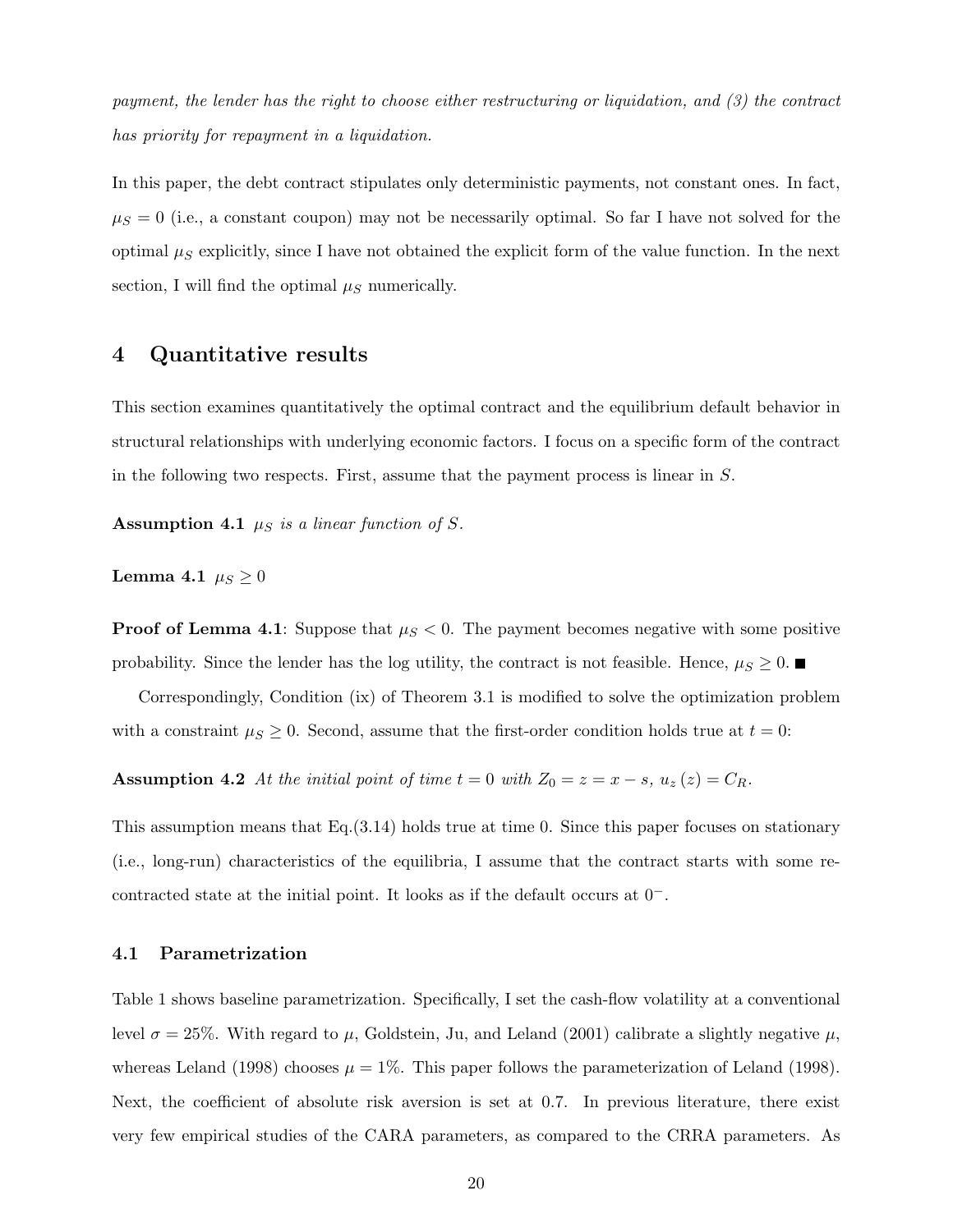*payment, the lender has the right to choose either restructuring or liquidation, and (3) the contract has priority for repayment in a liquidation.*

In this paper, the debt contract stipulates only deterministic payments, not constant ones. In fact, $\mu_S = 0$ (i.e., a constant coupon) may not be necessarily optimal. So far I have not solved for the optimal $\mu_S$ explicitly, since I have not obtained the explicit form of the value function. In the next section, I will find the optimal $\mu_S$ numerically.

## 4 Quantitative results

This section examines quantitatively the optimal contract and the equilibrium default behavior in structural relationships with underlying economic factors. I focus on a specific form of the contract in the following two respects. First, assume that the payment process is linear in $S$.

**Assumption 4.1** *$\mu_S$ is a linear function of $S$.*

**Lemma 4.1** $\mu_S \geq 0$

**Proof of Lemma 4.1**: Suppose that $\mu_S < 0$. The payment becomes negative with some positive probability. Since the lender has the log utility, the contract is not feasible. Hence, $\mu_S \geq 0$. ■

Correspondingly, Condition (ix) of Theorem 3.1 is modified to solve the optimization problem with a constraint $\mu_S \geq 0$. Second, assume that the first-order condition holds true at $t = 0$:

**Assumption 4.2** *At the initial point of time $t = 0$ with $Z_0 = z = x - s$, $u_z(z) = C_R$.*

This assumption means that Eq.(3.14) holds true at time 0. Since this paper focuses on stationary (i.e., long-run) characteristics of the equilibria, I assume that the contract starts with some re-contracted state at the initial point. It looks as if the default occurs at $0^-$.

### 4.1 Parametrization

Table 1 shows baseline parametrization. Specifically, I set the cash-flow volatility at a conventional level $\sigma = 25\%$. With regard to $\mu$, Goldstein, Ju, and Leland (2001) calibrate a slightly negative $\mu$, whereas Leland (1998) chooses $\mu = 1\%$. This paper follows the parameterization of Leland (1998). Next, the coefficient of absolute risk aversion is set at 0.7. In previous literature, there exist very few empirical studies of the CARA parameters, as compared to the CRRA parameters. As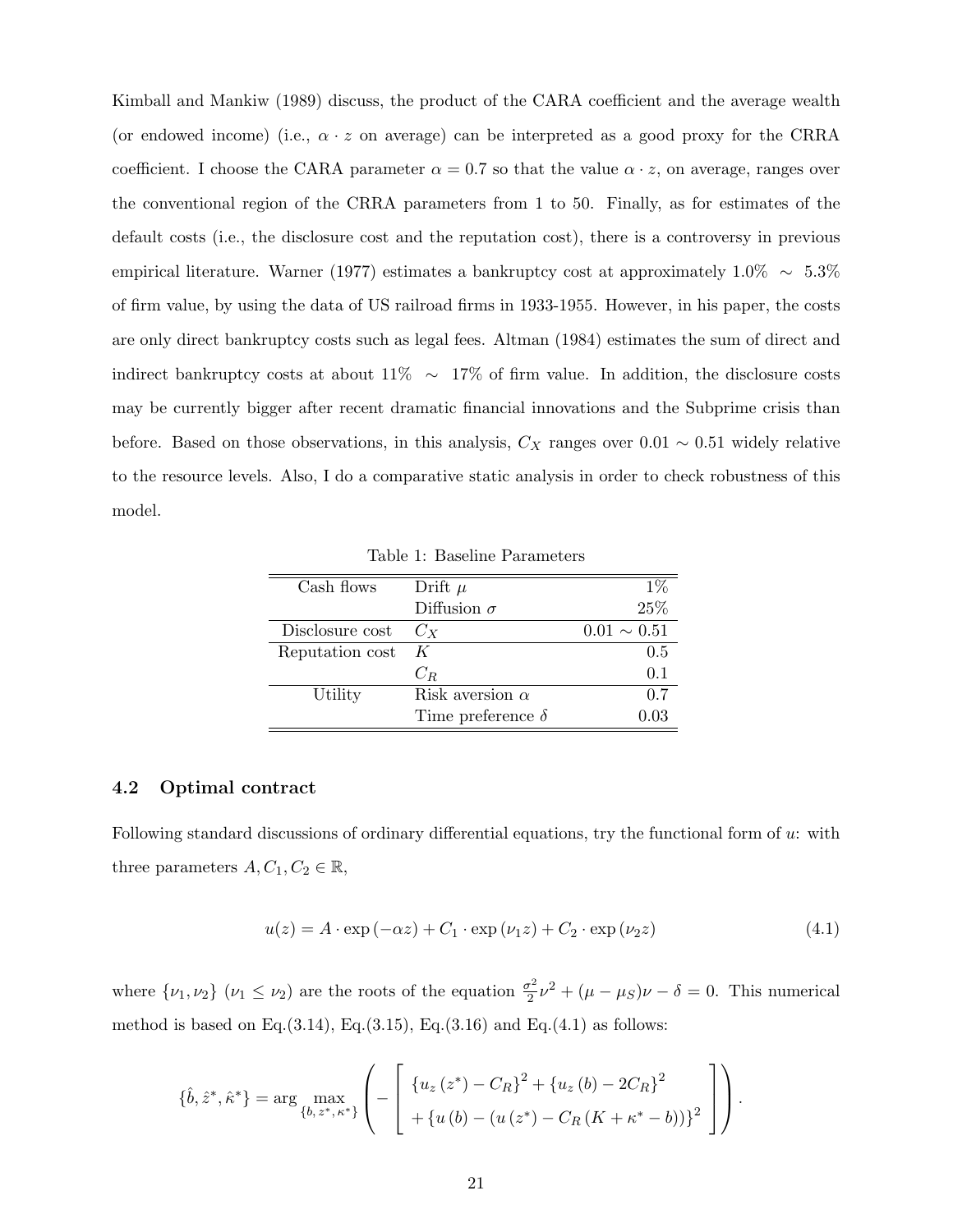Kimball and Mankiw (1989) discuss, the product of the CARA coefficient and the average wealth (or endowed income) (i.e., $\alpha \cdot z$ on average) can be interpreted as a good proxy for the CRRA coefficient. I choose the CARA parameter $\alpha = 0.7$ so that the value $\alpha \cdot z$, on average, ranges over the conventional region of the CRRA parameters from 1 to 50. Finally, as for estimates of the default costs (i.e., the disclosure cost and the reputation cost), there is a controversy in previous empirical literature. Warner (1977) estimates a bankruptcy cost at approximately 1.0% $\sim$ 5.3% of firm value, by using the data of US railroad firms in 1933-1955. However, in his paper, the costs are only direct bankruptcy costs such as legal fees. Altman (1984) estimates the sum of direct and indirect bankruptcy costs at about 11% $\sim$ 17% of firm value. In addition, the disclosure costs may be currently bigger after recent dramatic financial innovations and the Subprime crisis than before. Based on those observations, in this analysis, $C_X$ ranges over $0.01 \sim 0.51$ widely relative to the resource levels. Also, I do a comparative static analysis in order to check robustness of this model.

Table 1: Baseline Parameters

| | | |
|---|---|---|
| Cash flows | Drift $\mu$ | 1% |
| | Diffusion $\sigma$ | 25% |
| Disclosure cost | $C_X$ | $0.01 \sim 0.51$ |
| Reputation cost | $K$ | 0.5 |
| | $C_R$ | 0.1 |
| Utility | Risk aversion $\alpha$ | 0.7 |
| | Time preference $\delta$ | 0.03 |

### 4.2 Optimal contract

Following standard discussions of ordinary differential equations, try the functional form of $u$: with three parameters $A, C_1, C_2 \in \mathbb{R}$,

$$u(z) = A \cdot \exp(-\alpha z) + C_1 \cdot \exp(\nu_1 z) + C_2 \cdot \exp(\nu_2 z) \tag{4.1}$$

where $\{\nu_1, \nu_2\}$ ($\nu_1 \leq \nu_2$) are the roots of the equation $\frac{\sigma^2}{2}\nu^2 + (\mu - \mu_S)\nu - \delta = 0$. This numerical method is based on Eq.(3.14), Eq.(3.15), Eq.(3.16) and Eq.(4.1) as follows:

$$\{\hat{b}, \hat{z}^*, \hat{\kappa}^*\} = \arg \max_{\{b, z^*, \kappa^*\}} \left( - \left[ \begin{array}{c} \{u_z(z^*) - C_R\}^2 + \{u_z(b) - 2C_R\}^2 \\ + \{u(b) - (u(z^*) - C_R(K + \kappa^* - b))\}^2 \end{array} \right] \right).$$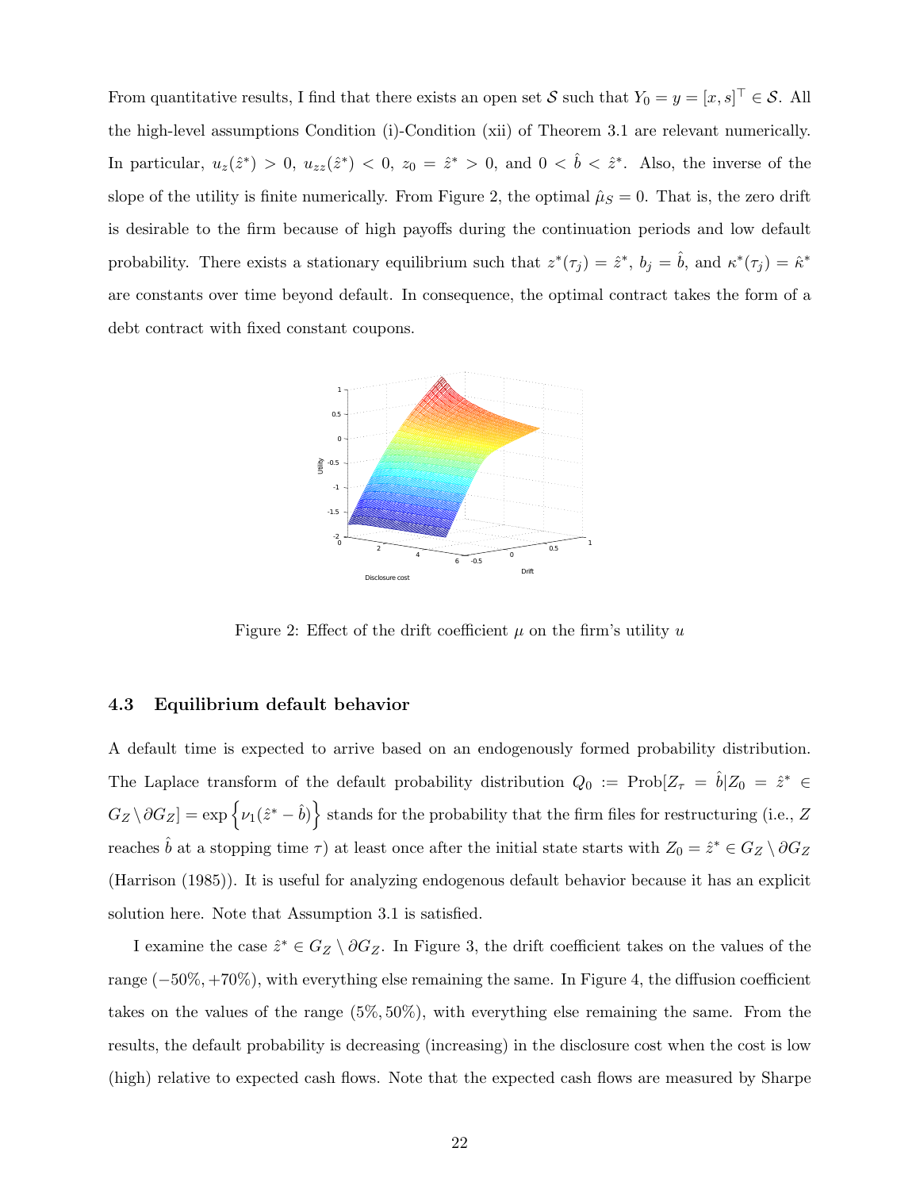From quantitative results, I find that there exists an open set $\mathcal{S}$ such that $Y_0 = y = [x, s]^\top \in \mathcal{S}$. All the high-level assumptions Condition (i)-Condition (xii) of Theorem 3.1 are relevant numerically. In particular, $u_z(\hat{z}^*) > 0$, $u_{zz}(\hat{z}^*) < 0$, $z_0 = \hat{z}^* > 0$, and $0 < \hat{b} < \hat{z}^*$. Also, the inverse of the slope of the utility is finite numerically. From Figure 2, the optimal $\hat{\mu}_S = 0$. That is, the zero drift is desirable to the firm because of high payoffs during the continuation periods and low default probability. There exists a stationary equilibrium such that $z^*(\tau_j) = \hat{z}^*$, $b_j = \hat{b}$, and $\kappa^*(\tau_j) = \hat{\kappa}^*$ are constants over time beyond default. In consequence, the optimal contract takes the form of a debt contract with fixed constant coupons.

Figure 2: Effect of the drift coefficient $\mu$ on the firm's utility $u$

### 4.3 Equilibrium default behavior

A default time is expected to arrive based on an endogenously formed probability distribution. The Laplace transform of the default probability distribution $Q_0 := \text{Prob}[Z_\tau = \hat{b} | Z_0 = \hat{z}^* \in G_Z \setminus \partial G_Z] = \exp\left\{\nu_1(\hat{z}^* - \hat{b})\right\}$ stands for the probability that the firm files for restructuring (i.e., $Z$ reaches $\hat{b}$ at a stopping time $\tau$) at least once after the initial state starts with $Z_0 = \hat{z}^* \in G_Z \setminus \partial G_Z$ (Harrison (1985)). It is useful for analyzing endogenous default behavior because it has an explicit solution here. Note that Assumption 3.1 is satisfied.

I examine the case $\hat{z}^* \in G_Z \setminus \partial G_Z$. In Figure 3, the drift coefficient takes on the values of the range $(-50\%, +70\%)$, with everything else remaining the same. In Figure 4, the diffusion coefficient takes on the values of the range $(5\%, 50\%)$, with everything else remaining the same. From the results, the default probability is decreasing (increasing) in the disclosure cost when the cost is low (high) relative to expected cash flows. Note that the expected cash flows are measured by Sharpe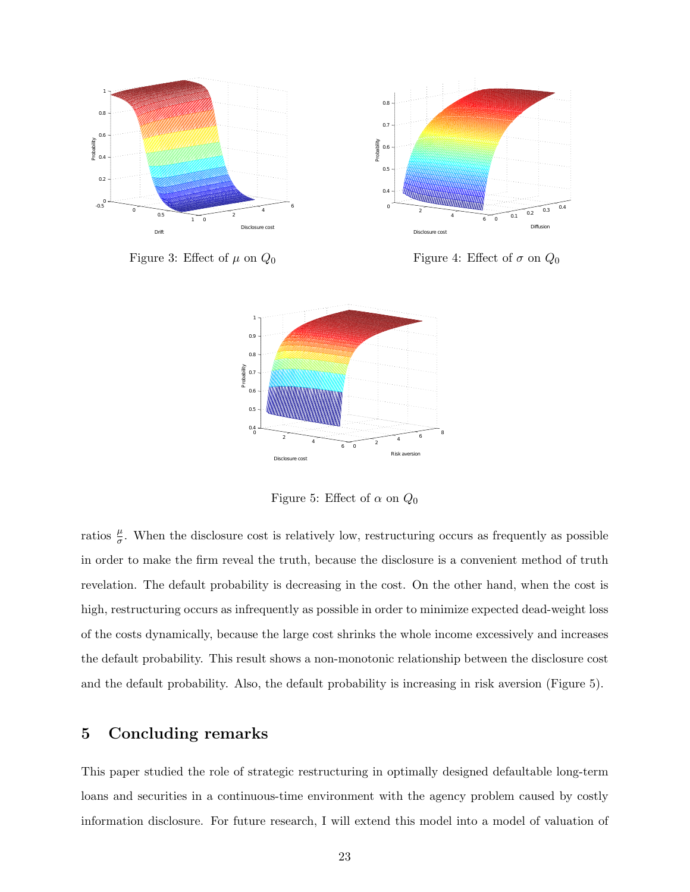Figure 3: Effect of $\mu$ on $Q_0$

Figure 4: Effect of $\sigma$ on $Q_0$

Figure 5: Effect of $\alpha$ on $Q_0$

ratios $\frac{\mu}{\sigma}$. When the disclosure cost is relatively low, restructuring occurs as frequently as possible in order to make the firm reveal the truth, because the disclosure is a convenient method of truth revelation. The default probability is decreasing in the cost. On the other hand, when the cost is high, restructuring occurs as infrequently as possible in order to minimize expected dead-weight loss of the costs dynamically, because the large cost shrinks the whole income excessively and increases the default probability. This result shows a non-monotonic relationship between the disclosure cost and the default probability. Also, the default probability is increasing in risk aversion (Figure 5).

## 5 Concluding remarks

This paper studied the role of strategic restructuring in optimally designed defaultable long-term loans and securities in a continuous-time environment with the agency problem caused by costly information disclosure. For future research, I will extend this model into a model of valuation of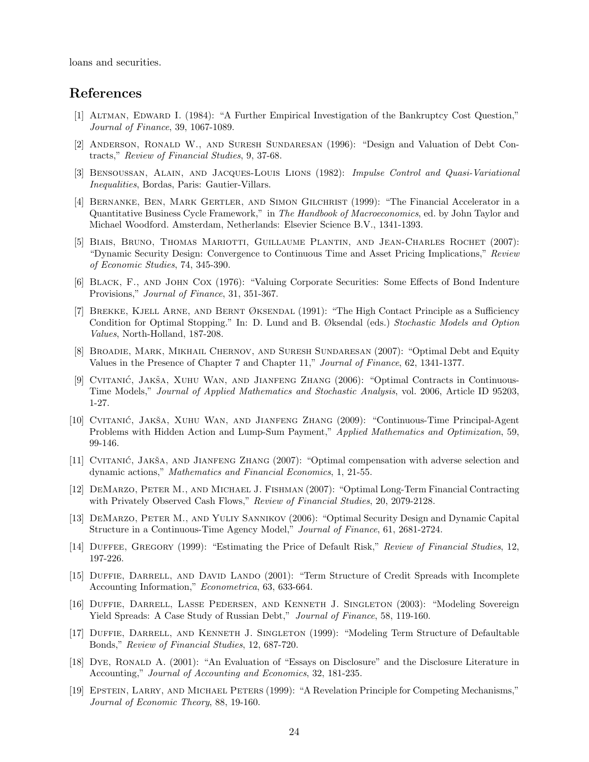loans and securities.

## References

[1] Altman, Edward I. (1984): "A Further Empirical Investigation of the Bankruptcy Cost Question," *Journal of Finance*, 39, 1067-1089.

[2] Anderson, Ronald W., and Suresh Sundaresan (1996): "Design and Valuation of Debt Contracts," *Review of Financial Studies*, 9, 37-68.

[3] Bensoussan, Alain, and Jacques-Louis Lions (1982): *Impulse Control and Quasi-Variational Inequalities*, Bordas, Paris: Gautier-Villars.

[4] Bernanke, Ben, Mark Gertler, and Simon Gilchrist (1999): "The Financial Accelerator in a Quantitative Business Cycle Framework," in *The Handbook of Macroeconomics*, ed. by John Taylor and Michael Woodford. Amsterdam, Netherlands: Elsevier Science B.V., 1341-1393.

[5] Biais, Bruno, Thomas Mariotti, Guillaume Plantin, and Jean-Charles Rochet (2007): "Dynamic Security Design: Convergence to Continuous Time and Asset Pricing Implications," *Review of Economic Studies*, 74, 345-390.

[6] Black, F., and John Cox (1976): "Valuing Corporate Securities: Some Effects of Bond Indenture Provisions," *Journal of Finance*, 31, 351-367.

[7] Brekke, Kjell Arne, and Bernt Øksendal (1991): "The High Contact Principle as a Sufficiency Condition for Optimal Stopping." In: D. Lund and B. Øksendal (eds.) *Stochastic Models and Option Values*, North-Holland, 187-208.

[8] Broadie, Mark, Mikhail Chernov, and Suresh Sundaresan (2007): "Optimal Debt and Equity Values in the Presence of Chapter 7 and Chapter 11," *Journal of Finance*, 62, 1341-1377.

[9] Cvitanić, Jakša, Xuhu Wan, and Jianfeng Zhang (2006): "Optimal Contracts in Continuous-Time Models," *Journal of Applied Mathematics and Stochastic Analysis*, vol. 2006, Article ID 95203, 1-27.

[10] Cvitanić, Jakša, Xuhu Wan, and Jianfeng Zhang (2009): "Continuous-Time Principal-Agent Problems with Hidden Action and Lump-Sum Payment," *Applied Mathematics and Optimization*, 59, 99-146.

[11] Cvitanić, Jakša, and Jianfeng Zhang (2007): "Optimal compensation with adverse selection and dynamic actions," *Mathematics and Financial Economics*, 1, 21-55.

[12] DeMarzo, Peter M., and Michael J. Fishman (2007): "Optimal Long-Term Financial Contracting with Privately Observed Cash Flows," *Review of Financial Studies*, 20, 2079-2128.

[13] DeMarzo, Peter M., and Yuliy Sannikov (2006): "Optimal Security Design and Dynamic Capital Structure in a Continuous-Time Agency Model," *Journal of Finance*, 61, 2681-2724.

[14] Duffee, Gregory (1999): "Estimating the Price of Default Risk," *Review of Financial Studies*, 12, 197-226.

[15] Duffie, Darrell, and David Lando (2001): "Term Structure of Credit Spreads with Incomplete Accounting Information," *Econometrica*, 63, 633-664.

[16] Duffie, Darrell, Lasse Pedersen, and Kenneth J. Singleton (2003): "Modeling Sovereign Yield Spreads: A Case Study of Russian Debt," *Journal of Finance*, 58, 119-160.

[17] Duffie, Darrell, and Kenneth J. Singleton (1999): "Modeling Term Structure of Defaultable Bonds," *Review of Financial Studies*, 12, 687-720.

[18] Dye, Ronald A. (2001): "An Evaluation of "Essays on Disclosure" and the Disclosure Literature in Accounting," *Journal of Accounting and Economics*, 32, 181-235.

[19] Epstein, Larry, and Michael Peters (1999): "A Revelation Principle for Competing Mechanisms," *Journal of Economic Theory*, 88, 19-160.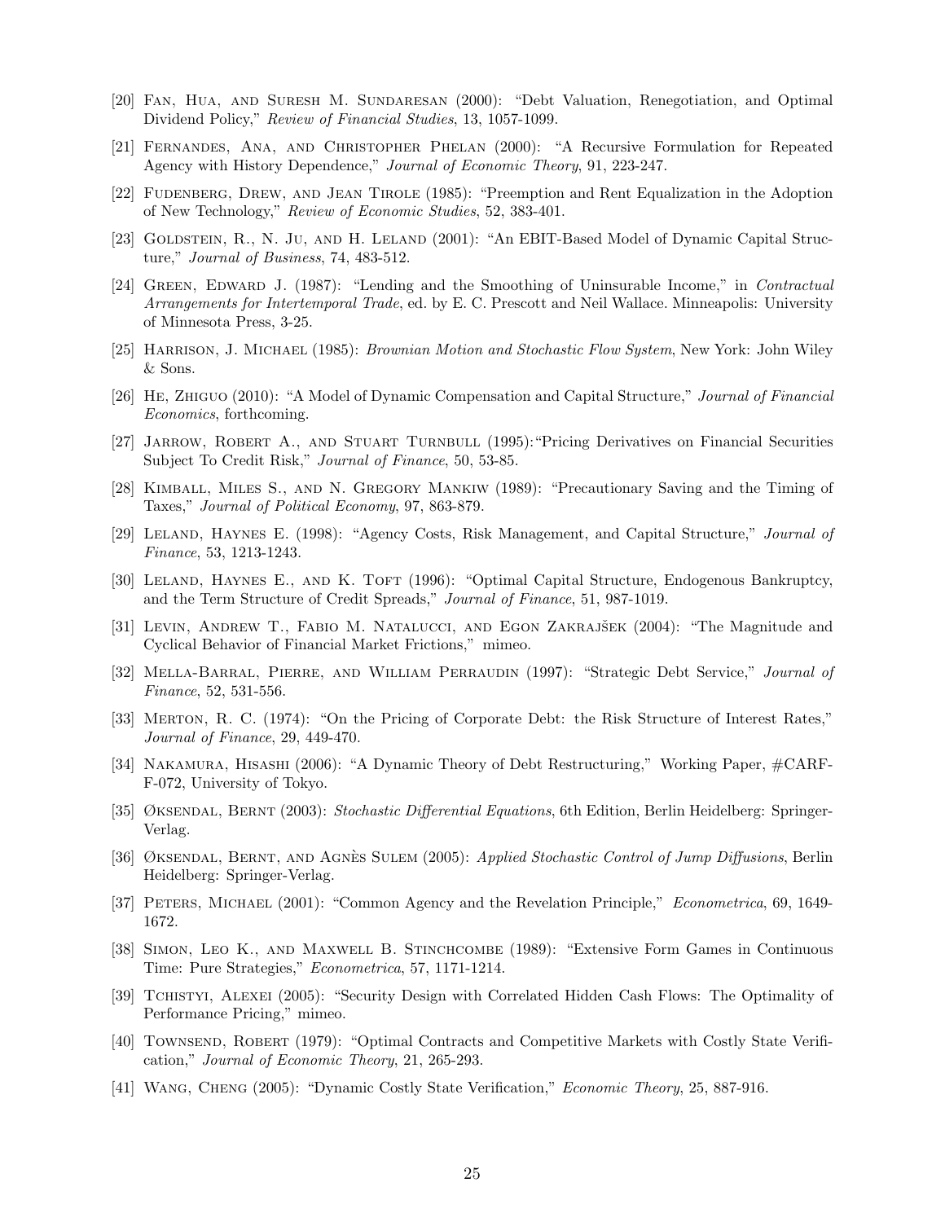[20] Fan, Hua, and Suresh M. Sundaresan (2000): "Debt Valuation, Renegotiation, and Optimal Dividend Policy," *Review of Financial Studies*, 13, 1057-1099.

[21] Fernandes, Ana, and Christopher Phelan (2000): "A Recursive Formulation for Repeated Agency with History Dependence," *Journal of Economic Theory*, 91, 223-247.

[22] Fudenberg, Drew, and Jean Tirole (1985): "Preemption and Rent Equalization in the Adoption of New Technology," *Review of Economic Studies*, 52, 383-401.

[23] Goldstein, R., N. Ju, and H. Leland (2001): "An EBIT-Based Model of Dynamic Capital Structure," *Journal of Business*, 74, 483-512.

[24] Green, Edward J. (1987): "Lending and the Smoothing of Uninsurable Income," in *Contractual Arrangements for Intertemporal Trade*, ed. by E. C. Prescott and Neil Wallace. Minneapolis: University of Minnesota Press, 3-25.

[25] Harrison, J. Michael (1985): *Brownian Motion and Stochastic Flow System*, New York: John Wiley & Sons.

[26] He, Zhiguo (2010): "A Model of Dynamic Compensation and Capital Structure," *Journal of Financial Economics*, forthcoming.

[27] Jarrow, Robert A., and Stuart Turnbull (1995):"Pricing Derivatives on Financial Securities Subject To Credit Risk," *Journal of Finance*, 50, 53-85.

[28] Kimball, Miles S., and N. Gregory Mankiw (1989): "Precautionary Saving and the Timing of Taxes," *Journal of Political Economy*, 97, 863-879.

[29] Leland, Haynes E. (1998): "Agency Costs, Risk Management, and Capital Structure," *Journal of Finance*, 53, 1213-1243.

[30] Leland, Haynes E., and K. Toft (1996): "Optimal Capital Structure, Endogenous Bankruptcy, and the Term Structure of Credit Spreads," *Journal of Finance*, 51, 987-1019.

[31] Levin, Andrew T., Fabio M. Natalucci, and Egon Zakrajšek (2004): "The Magnitude and Cyclical Behavior of Financial Market Frictions," mimeo.

[32] Mella-Barral, Pierre, and William Perraudin (1997): "Strategic Debt Service," *Journal of Finance*, 52, 531-556.

[33] Merton, R. C. (1974): "On the Pricing of Corporate Debt: the Risk Structure of Interest Rates," *Journal of Finance*, 29, 449-470.

[34] Nakamura, Hisashi (2006): "A Dynamic Theory of Debt Restructuring," Working Paper, #CARF-F-072, University of Tokyo.

[35] Øksendal, Bernt (2003): *Stochastic Differential Equations*, 6th Edition, Berlin Heidelberg: Springer-Verlag.

[36] Øksendal, Bernt, and Agnès Sulem (2005): *Applied Stochastic Control of Jump Diffusions*, Berlin Heidelberg: Springer-Verlag.

[37] Peters, Michael (2001): "Common Agency and the Revelation Principle," *Econometrica*, 69, 1649-1672.

[38] Simon, Leo K., and Maxwell B. Stinchcombe (1989): "Extensive Form Games in Continuous Time: Pure Strategies," *Econometrica*, 57, 1171-1214.

[39] Tchistyi, Alexei (2005): "Security Design with Correlated Hidden Cash Flows: The Optimality of Performance Pricing," mimeo.

[40] Townsend, Robert (1979): "Optimal Contracts and Competitive Markets with Costly State Verification," *Journal of Economic Theory*, 21, 265-293.

[41] Wang, Cheng (2005): "Dynamic Costly State Verification," *Economic Theory*, 25, 887-916.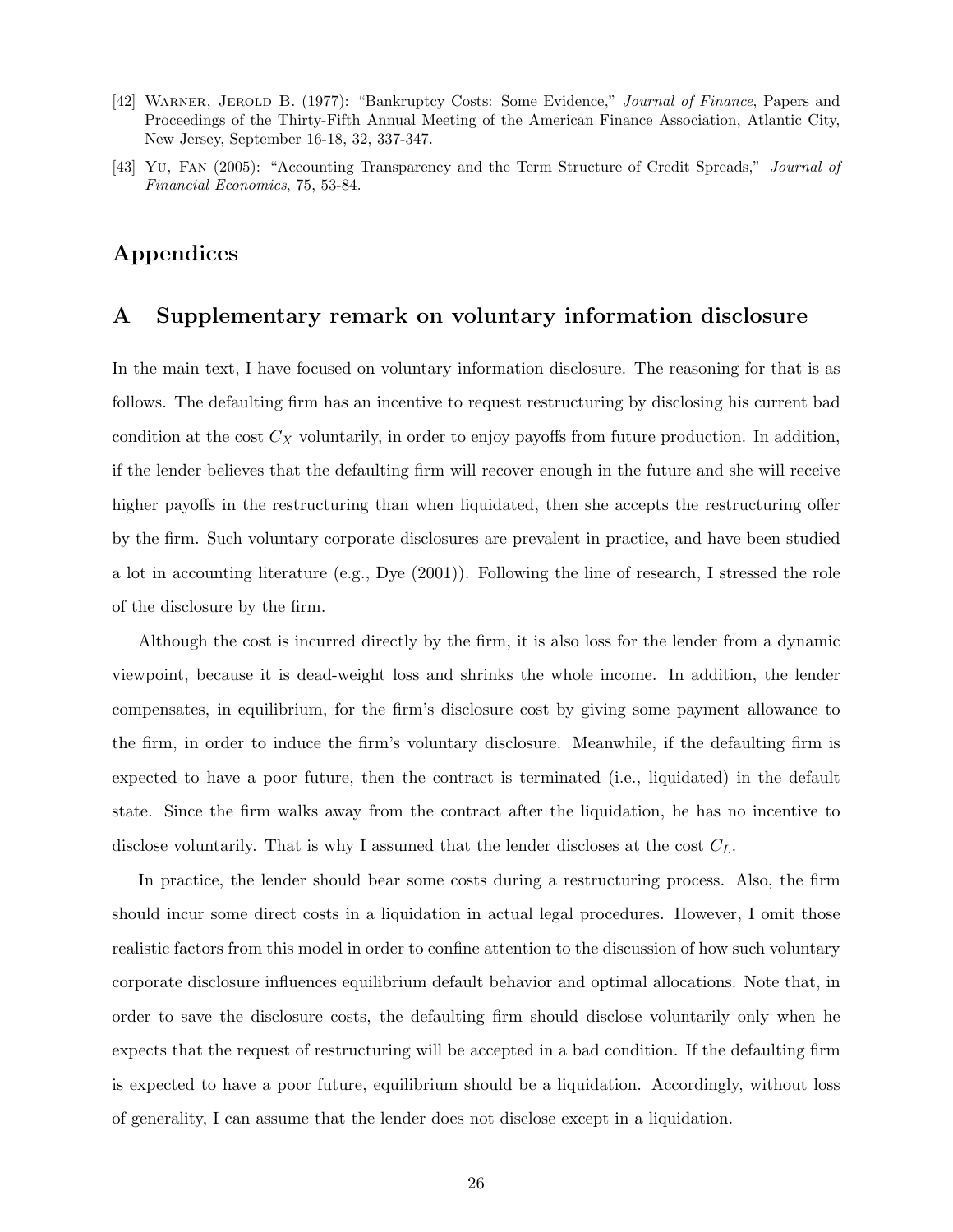[42] Warner, Jerold B. (1977): "Bankruptcy Costs: Some Evidence," *Journal of Finance*, Papers and Proceedings of the Thirty-Fifth Annual Meeting of the American Finance Association, Atlantic City, New Jersey, September 16-18, 32, 337-347.

[43] Yu, Fan (2005): "Accounting Transparency and the Term Structure of Credit Spreads," *Journal of Financial Economics*, 75, 53-84.

# Appendices

## A Supplementary remark on voluntary information disclosure

In the main text, I have focused on voluntary information disclosure. The reasoning for that is as follows. The defaulting firm has an incentive to request restructuring by disclosing his current bad condition at the cost $C_X$ voluntarily, in order to enjoy payoffs from future production. In addition, if the lender believes that the defaulting firm will recover enough in the future and she will receive higher payoffs in the restructuring than when liquidated, then she accepts the restructuring offer by the firm. Such voluntary corporate disclosures are prevalent in practice, and have been studied a lot in accounting literature (e.g., Dye (2001)). Following the line of research, I stressed the role of the disclosure by the firm.

Although the cost is incurred directly by the firm, it is also loss for the lender from a dynamic viewpoint, because it is dead-weight loss and shrinks the whole income. In addition, the lender compensates, in equilibrium, for the firm's disclosure cost by giving some payment allowance to the firm, in order to induce the firm's voluntary disclosure. Meanwhile, if the defaulting firm is expected to have a poor future, then the contract is terminated (i.e., liquidated) in the default state. Since the firm walks away from the contract after the liquidation, he has no incentive to disclose voluntarily. That is why I assumed that the lender discloses at the cost $C_L$.

In practice, the lender should bear some costs during a restructuring process. Also, the firm should incur some direct costs in a liquidation in actual legal procedures. However, I omit those realistic factors from this model in order to confine attention to the discussion of how such voluntary corporate disclosure influences equilibrium default behavior and optimal allocations. Note that, in order to save the disclosure costs, the defaulting firm should disclose voluntarily only when he expects that the request of restructuring will be accepted in a bad condition. If the defaulting firm is expected to have a poor future, equilibrium should be a liquidation. Accordingly, without loss of generality, I can assume that the lender does not disclose except in a liquidation.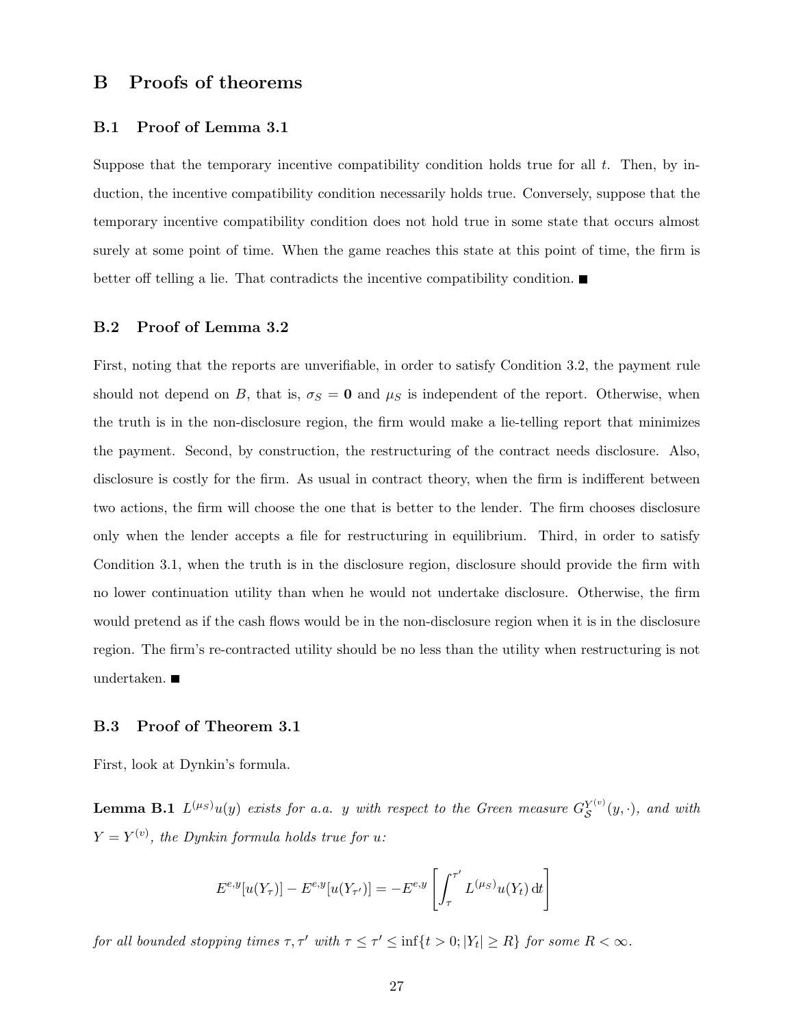# B Proofs of theorems

## B.1 Proof of Lemma 3.1

Suppose that the temporary incentive compatibility condition holds true for all $t$. Then, by induction, the incentive compatibility condition necessarily holds true. Conversely, suppose that the temporary incentive compatibility condition does not hold true in some state that occurs almost surely at some point of time. When the game reaches this state at this point of time, the firm is better off telling a lie. That contradicts the incentive compatibility condition. ■

## B.2 Proof of Lemma 3.2

First, noting that the reports are unverifiable, in order to satisfy Condition 3.2, the payment rule should not depend on $B$, that is, $\sigma_S = \mathbf{0}$ and $\mu_S$ is independent of the report. Otherwise, when the truth is in the non-disclosure region, the firm would make a lie-telling report that minimizes the payment. Second, by construction, the restructuring of the contract needs disclosure. Also, disclosure is costly for the firm. As usual in contract theory, when the firm is indifferent between two actions, the firm will choose the one that is better to the lender. The firm chooses disclosure only when the lender accepts a file for restructuring in equilibrium. Third, in order to satisfy Condition 3.1, when the truth is in the disclosure region, disclosure should provide the firm with no lower continuation utility than when he would not undertake disclosure. Otherwise, the firm would pretend as if the cash flows would be in the non-disclosure region when it is in the disclosure region. The firm's re-contracted utility should be no less than the utility when restructuring is not undertaken. ■

## B.3 Proof of Theorem 3.1

First, look at Dynkin's formula.

**Lemma B.1** *$L^{(\mu_S)}u(y)$ exists for a.a. $y$ with respect to the Green measure $G_{\mathcal{S}}^{Y^{(v)}}(y, \cdot)$, and with $Y = Y^{(v)}$, the Dynkin formula holds true for $u$:*

$$E^{e,y}[u(Y_\tau)] - E^{e,y}[u(Y_{\tau'})] = -E^{e,y}\left[\int_\tau^{\tau'} L^{(\mu_S)}u(Y_t)\,\mathrm{d}t\right]$$

*for all bounded stopping times $\tau, \tau'$ with $\tau \leq \tau' \leq \inf\{t > 0; |Y_t| \geq R\}$ for some $R < \infty$.*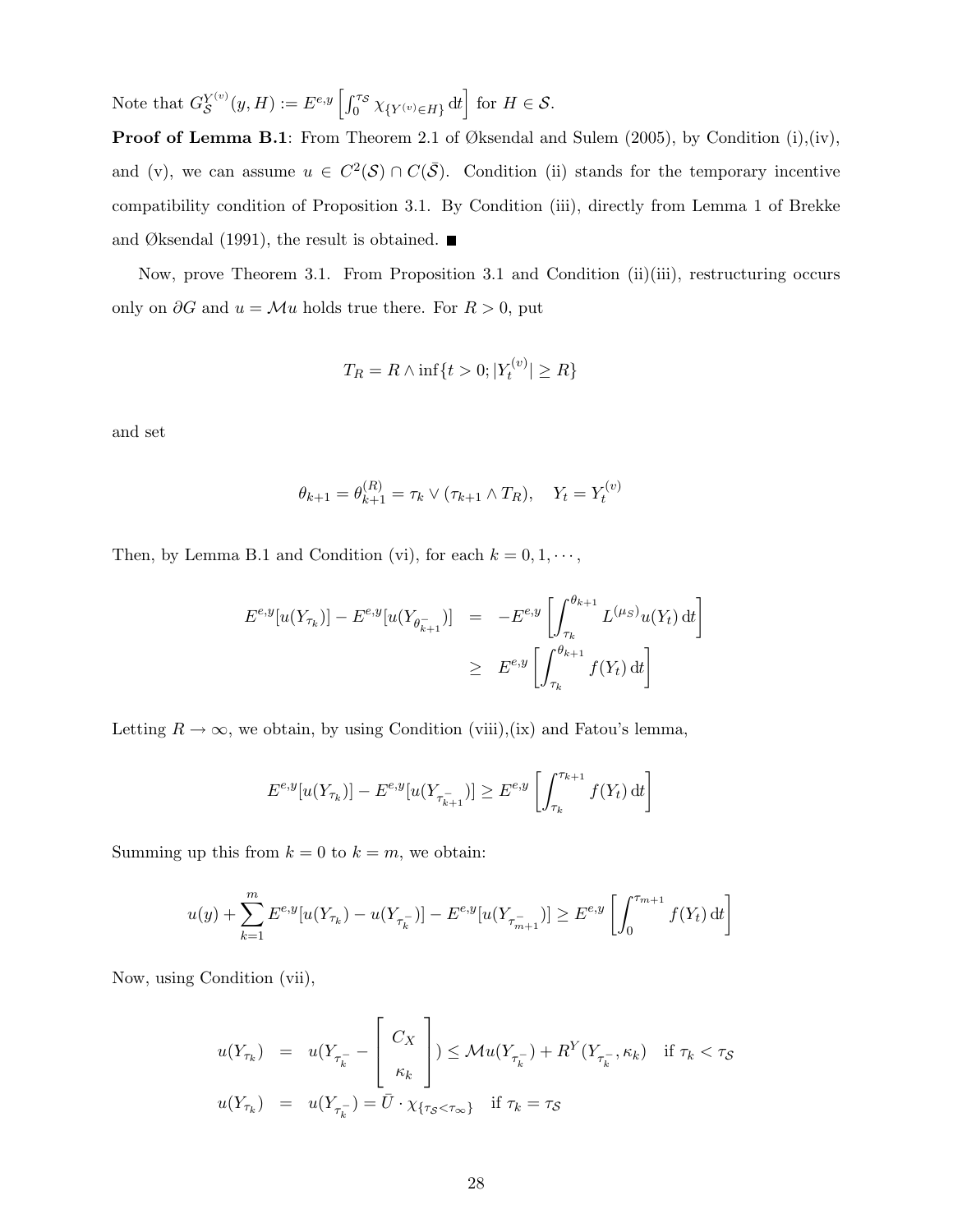Note that $G_{\mathcal{S}}^{Y^{(v)}}(y,H) := E^{e,y}\left[\int_0^{\tau_{\mathcal{S}}} \chi_{\{Y^{(v)}\in H\}}\,\mathrm{d}t\right]$ for $H \in \mathcal{S}$.

**Proof of Lemma B.1**: From Theorem 2.1 of Øksendal and Sulem (2005), by Condition (i),(iv), and (v), we can assume $u \in C^2(\mathcal{S}) \cap C(\bar{\mathcal{S}})$. Condition (ii) stands for the temporary incentive compatibility condition of Proposition 3.1. By Condition (iii), directly from Lemma 1 of Brekke and Øksendal (1991), the result is obtained. ■

Now, prove Theorem 3.1. From Proposition 3.1 and Condition (ii)(iii), restructuring occurs only on $\partial G$ and $u = \mathcal{M}u$ holds true there. For $R > 0$, put

$$T_R = R \wedge \inf\{t > 0; |Y_t^{(v)}| \geq R\}$$

and set

$$\theta_{k+1} = \theta_{k+1}^{(R)} = \tau_k \vee (\tau_{k+1} \wedge T_R), \quad Y_t = Y_t^{(v)}$$

Then, by Lemma B.1 and Condition (vi), for each $k = 0, 1, \cdots$,

$$\begin{aligned}
E^{e,y}[u(Y_{\tau_k})] - E^{e,y}[u(Y_{\theta_{k+1}^-})] &= -E^{e,y}\left[\int_{\tau_k}^{\theta_{k+1}} L^{(\mu_S)}u(Y_t)\,\mathrm{d}t\right] \\
&\geq E^{e,y}\left[\int_{\tau_k}^{\theta_{k+1}} f(Y_t)\,\mathrm{d}t\right]
\end{aligned}$$

Letting $R \to \infty$, we obtain, by using Condition (viii),(ix) and Fatou's lemma,

$$E^{e,y}[u(Y_{\tau_k})] - E^{e,y}[u(Y_{\tau_{k+1}^-})] \geq E^{e,y}\left[\int_{\tau_k}^{\tau_{k+1}} f(Y_t)\,\mathrm{d}t\right]$$

Summing up this from $k = 0$ to $k = m$, we obtain:

$$u(y) + \sum_{k=1}^{m} E^{e,y}[u(Y_{\tau_k}) - u(Y_{\tau_k^-})] - E^{e,y}[u(Y_{\tau_{m+1}^-})] \geq E^{e,y}\left[\int_0^{\tau_{m+1}} f(Y_t)\,\mathrm{d}t\right]$$

Now, using Condition (vii),

$$\begin{aligned}
u(Y_{\tau_k}) &= u(Y_{\tau_k^-} - \begin{bmatrix} C_X \\ \kappa_k \end{bmatrix}) \leq \mathcal{M}u(Y_{\tau_k^-}) + R^Y(Y_{\tau_k^-}, \kappa_k) \quad \text{if } \tau_k < \tau_{\mathcal{S}} \\
u(Y_{\tau_k}) &= u(Y_{\tau_k^-}) = \bar{U} \cdot \chi_{\{\tau_{\mathcal{S}} < \tau_\infty\}} \quad \text{if } \tau_k = \tau_{\mathcal{S}}
\end{aligned}$$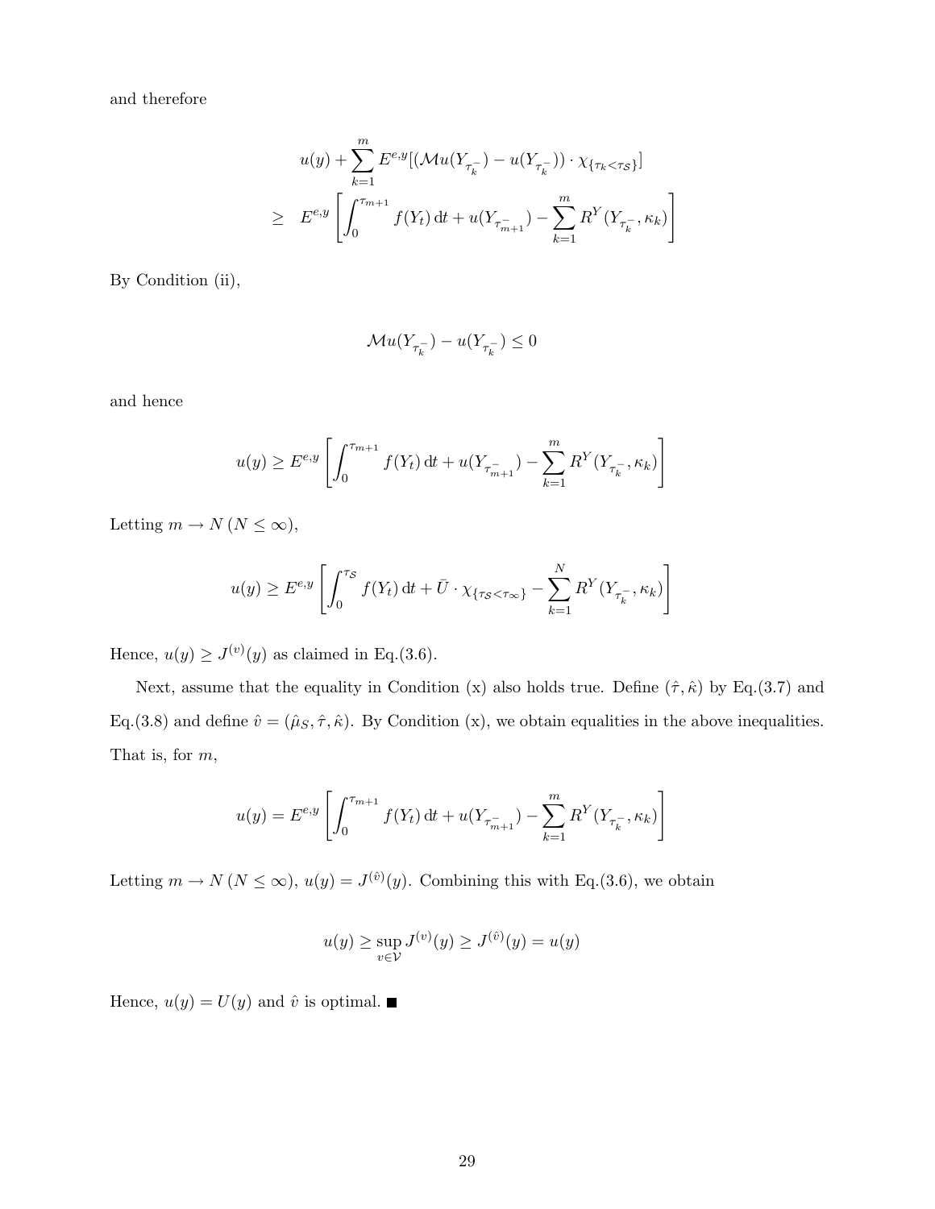and therefore

$$
\begin{aligned}
& u(y) + \sum_{k=1}^{m} E^{e,y}[(\mathcal{M}u(Y_{\tau_k^-}) - u(Y_{\tau_k^-})) \cdot \chi_{\{\tau_k < \tau_{\mathcal{S}}\}}] \\
\geq \;\; & E^{e,y}\left[\int_0^{\tau_{m+1}} f(Y_t)\,\mathrm{d}t + u(Y_{\tau_{m+1}^-}) - \sum_{k=1}^{m} R^Y(Y_{\tau_k^-}, \kappa_k)\right]
\end{aligned}
$$

By Condition (ii),

$$
\mathcal{M}u(Y_{\tau_k^-}) - u(Y_{\tau_k^-}) \leq 0
$$

and hence

$$
u(y) \geq E^{e,y}\left[\int_0^{\tau_{m+1}} f(Y_t)\,\mathrm{d}t + u(Y_{\tau_{m+1}^-}) - \sum_{k=1}^{m} R^Y(Y_{\tau_k^-}, \kappa_k)\right]
$$

Letting $m \to N$ ($N \leq \infty$),

$$
u(y) \geq E^{e,y}\left[\int_0^{\tau_{\mathcal{S}}} f(Y_t)\,\mathrm{d}t + \bar{U} \cdot \chi_{\{\tau_{\mathcal{S}} < \tau_\infty\}} - \sum_{k=1}^{N} R^Y(Y_{\tau_k^-}, \kappa_k)\right]
$$

Hence, $u(y) \geq J^{(v)}(y)$ as claimed in Eq.(3.6).

Next, assume that the equality in Condition (x) also holds true. Define $(\hat{\tau}, \hat{\kappa})$ by Eq.(3.7) and Eq.(3.8) and define $\hat{v} = (\hat{\mu}_S, \hat{\tau}, \hat{\kappa})$. By Condition (x), we obtain equalities in the above inequalities. That is, for $m$,

$$
u(y) = E^{e,y}\left[\int_0^{\tau_{m+1}} f(Y_t)\,\mathrm{d}t + u(Y_{\tau_{m+1}^-}) - \sum_{k=1}^{m} R^Y(Y_{\tau_k^-}, \kappa_k)\right]
$$

Letting $m \to N$ ($N \leq \infty$), $u(y) = J^{(\hat{v})}(y)$. Combining this with Eq.(3.6), we obtain

$$
u(y) \geq \sup_{v \in \mathcal{V}} J^{(v)}(y) \geq J^{(\hat{v})}(y) = u(y)
$$

Hence, $u(y) = U(y)$ and $\hat{v}$ is optimal. ■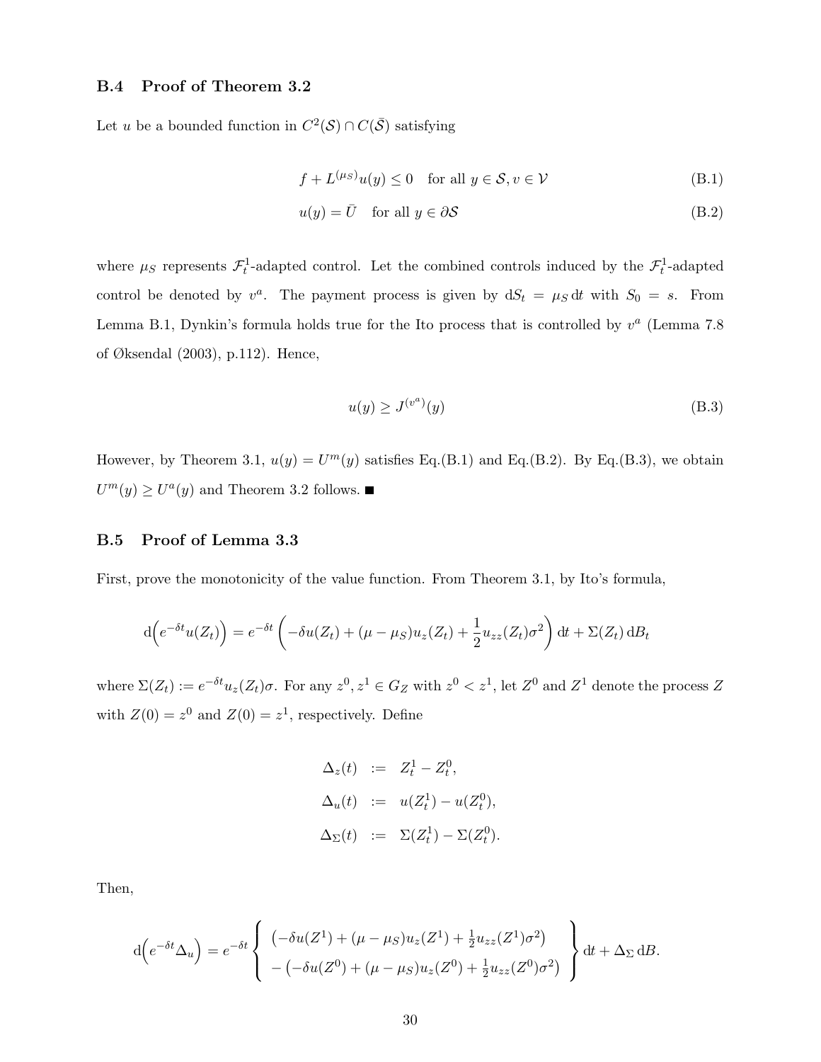### B.4 Proof of Theorem 3.2

Let $u$ be a bounded function in $C^2(\mathcal{S}) \cap C(\bar{\mathcal{S}})$ satisfying

$$f + L^{(\mu_S)}u(y) \leq 0 \quad \text{for all } y \in \mathcal{S}, v \in \mathcal{V} \tag{B.1}$$

$$u(y) = \bar{U} \quad \text{for all } y \in \partial\mathcal{S} \tag{B.2}$$

where $\mu_S$ represents $\mathcal{F}_t^1$-adapted control. Let the combined controls induced by the $\mathcal{F}_t^1$-adapted control be denoted by $v^a$. The payment process is given by $\mathrm{d}S_t = \mu_S \,\mathrm{d}t$ with $S_0 = s$. From Lemma B.1, Dynkin's formula holds true for the Ito process that is controlled by $v^a$ (Lemma 7.8 of Øksendal (2003), p.112). Hence,

$$u(y) \geq J^{(v^a)}(y) \tag{B.3}$$

However, by Theorem 3.1, $u(y) = U^m(y)$ satisfies Eq.(B.1) and Eq.(B.2). By Eq.(B.3), we obtain $U^m(y) \geq U^a(y)$ and Theorem 3.2 follows. ■

### B.5 Proof of Lemma 3.3

First, prove the monotonicity of the value function. From Theorem 3.1, by Ito's formula,

$$\mathrm{d}\Big(e^{-\delta t}u(Z_t)\Big) = e^{-\delta t}\left(-\delta u(Z_t) + (\mu - \mu_S)u_z(Z_t) + \frac{1}{2}u_{zz}(Z_t)\sigma^2\right)\mathrm{d}t + \Sigma(Z_t)\,\mathrm{d}B_t$$

where $\Sigma(Z_t) := e^{-\delta t}u_z(Z_t)\sigma$. For any $z^0, z^1 \in G_Z$ with $z^0 < z^1$, let $Z^0$ and $Z^1$ denote the process $Z$ with $Z(0) = z^0$ and $Z(0) = z^1$, respectively. Define

$$\begin{aligned}
\Delta_z(t) &:= Z_t^1 - Z_t^0, \\
\Delta_u(t) &:= u(Z_t^1) - u(Z_t^0), \\
\Delta_\Sigma(t) &:= \Sigma(Z_t^1) - \Sigma(Z_t^0).
\end{aligned}$$

Then,

$$\mathrm{d}\Big(e^{-\delta t}\Delta_u\Big) = e^{-\delta t}\left\{\begin{array}{l} \left(-\delta u(Z^1) + (\mu - \mu_S)u_z(Z^1) + \frac{1}{2}u_{zz}(Z^1)\sigma^2\right) \\ -\left(-\delta u(Z^0) + (\mu - \mu_S)u_z(Z^0) + \frac{1}{2}u_{zz}(Z^0)\sigma^2\right) \end{array}\right\}\mathrm{d}t + \Delta_\Sigma\,\mathrm{d}B.$$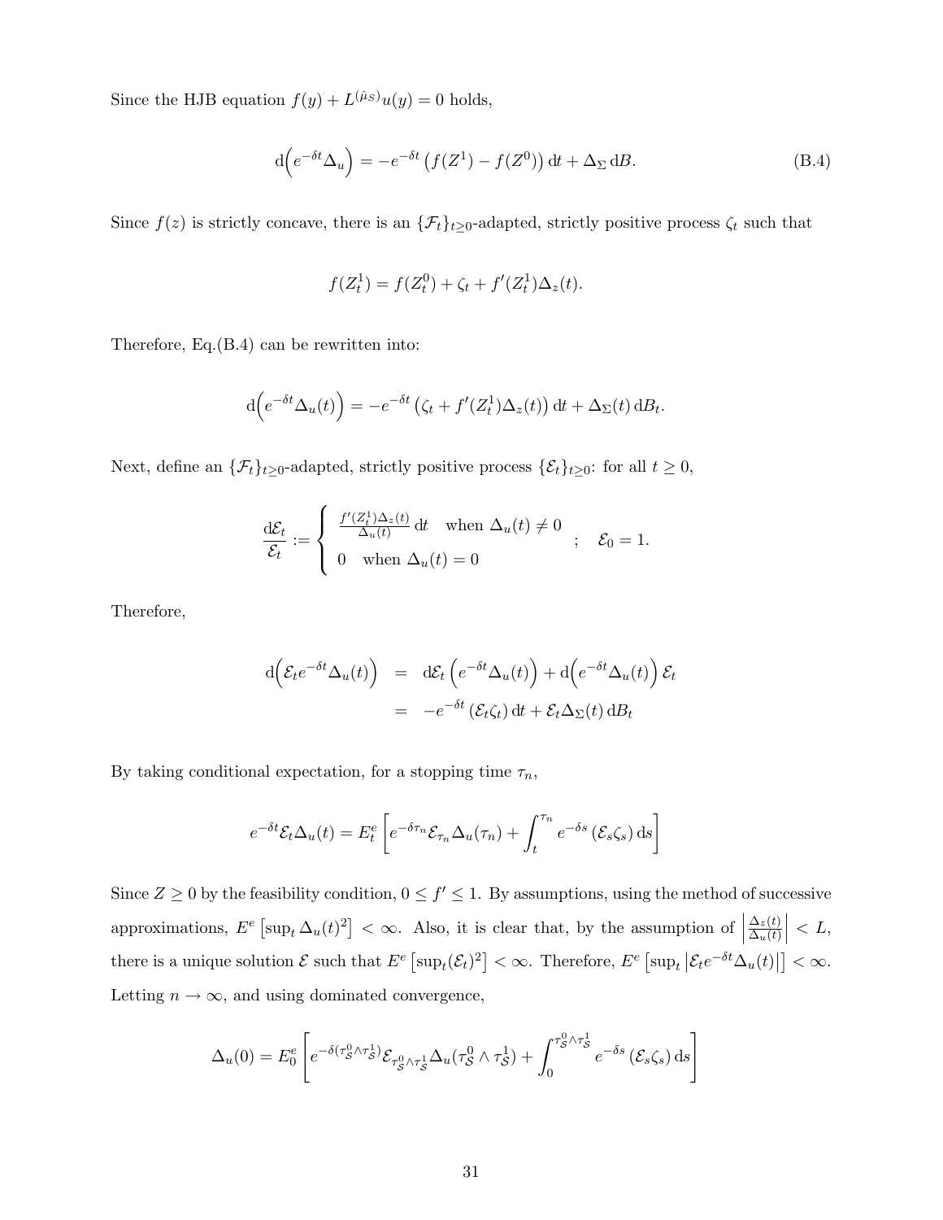Since the HJB equation $f(y) + L^{(\hat{\mu}_S)}u(y) = 0$ holds,

$$
\mathrm{d}\Big(e^{-\delta t}\Delta_u\Big) = -e^{-\delta t}\left(f(Z^1) - f(Z^0)\right)\mathrm{d}t + \Delta_\Sigma\,\mathrm{d}B. \tag{B.4}
$$

Since $f(z)$ is strictly concave, there is an $\{\mathcal{F}_t\}_{t\geq 0}$-adapted, strictly positive process $\zeta_t$ such that

$$
f(Z_t^1) = f(Z_t^0) + \zeta_t + f'(Z_t^1)\Delta_z(t).
$$

Therefore, Eq.(B.4) can be rewritten into:

$$
\mathrm{d}\Big(e^{-\delta t}\Delta_u(t)\Big) = -e^{-\delta t}\left(\zeta_t + f'(Z_t^1)\Delta_z(t)\right)\mathrm{d}t + \Delta_\Sigma(t)\,\mathrm{d}B_t.
$$

Next, define an $\{\mathcal{F}_t\}_{t\geq 0}$-adapted, strictly positive process $\{\mathcal{E}_t\}_{t\geq 0}$: for all $t \geq 0$,

$$
\frac{\mathrm{d}\mathcal{E}_t}{\mathcal{E}_t} := \begin{cases} \frac{f'(Z_t^1)\Delta_z(t)}{\Delta_u(t)}\,\mathrm{d}t & \text{when } \Delta_u(t) \neq 0 \\ 0 \quad \text{when } \Delta_u(t) = 0 \end{cases} ;\quad \mathcal{E}_0 = 1.
$$

Therefore,

$$
\begin{aligned}
\mathrm{d}\Big(\mathcal{E}_t e^{-\delta t}\Delta_u(t)\Big) &= \mathrm{d}\mathcal{E}_t\left(e^{-\delta t}\Delta_u(t)\right) + \mathrm{d}\Big(e^{-\delta t}\Delta_u(t)\Big)\mathcal{E}_t \\
&= -e^{-\delta t}\left(\mathcal{E}_t\zeta_t\right)\mathrm{d}t + \mathcal{E}_t\Delta_\Sigma(t)\,\mathrm{d}B_t
\end{aligned}
$$

By taking conditional expectation, for a stopping time $\tau_n$,

$$
e^{-\delta t}\mathcal{E}_t\Delta_u(t) = E_t^e\left[e^{-\delta\tau_n}\mathcal{E}_{\tau_n}\Delta_u(\tau_n) + \int_t^{\tau_n} e^{-\delta s}\left(\mathcal{E}_s\zeta_s\right)\mathrm{d}s\right]
$$

Since $Z \geq 0$ by the feasibility condition, $0 \leq f' \leq 1$. By assumptions, using the method of successive approximations, $E^e\left[\sup_t \Delta_u(t)^2\right] < \infty$. Also, it is clear that, by the assumption of $\left|\frac{\Delta_z(t)}{\Delta_u(t)}\right| < L$, there is a unique solution $\mathcal{E}$ such that $E^e\left[\sup_t(\mathcal{E}_t)^2\right] < \infty$. Therefore, $E^e\left[\sup_t\left|\mathcal{E}_t e^{-\delta t}\Delta_u(t)\right|\right] < \infty$. Letting $n \to \infty$, and using dominated convergence,

$$
\Delta_u(0) = E_0^e\left[e^{-\delta(\tau_\mathcal{S}^0\wedge\tau_\mathcal{S}^1)}\mathcal{E}_{\tau_\mathcal{S}^0\wedge\tau_\mathcal{S}^1}\Delta_u(\tau_\mathcal{S}^0\wedge\tau_\mathcal{S}^1) + \int_0^{\tau_\mathcal{S}^0\wedge\tau_\mathcal{S}^1} e^{-\delta s}\left(\mathcal{E}_s\zeta_s\right)\mathrm{d}s\right]
$$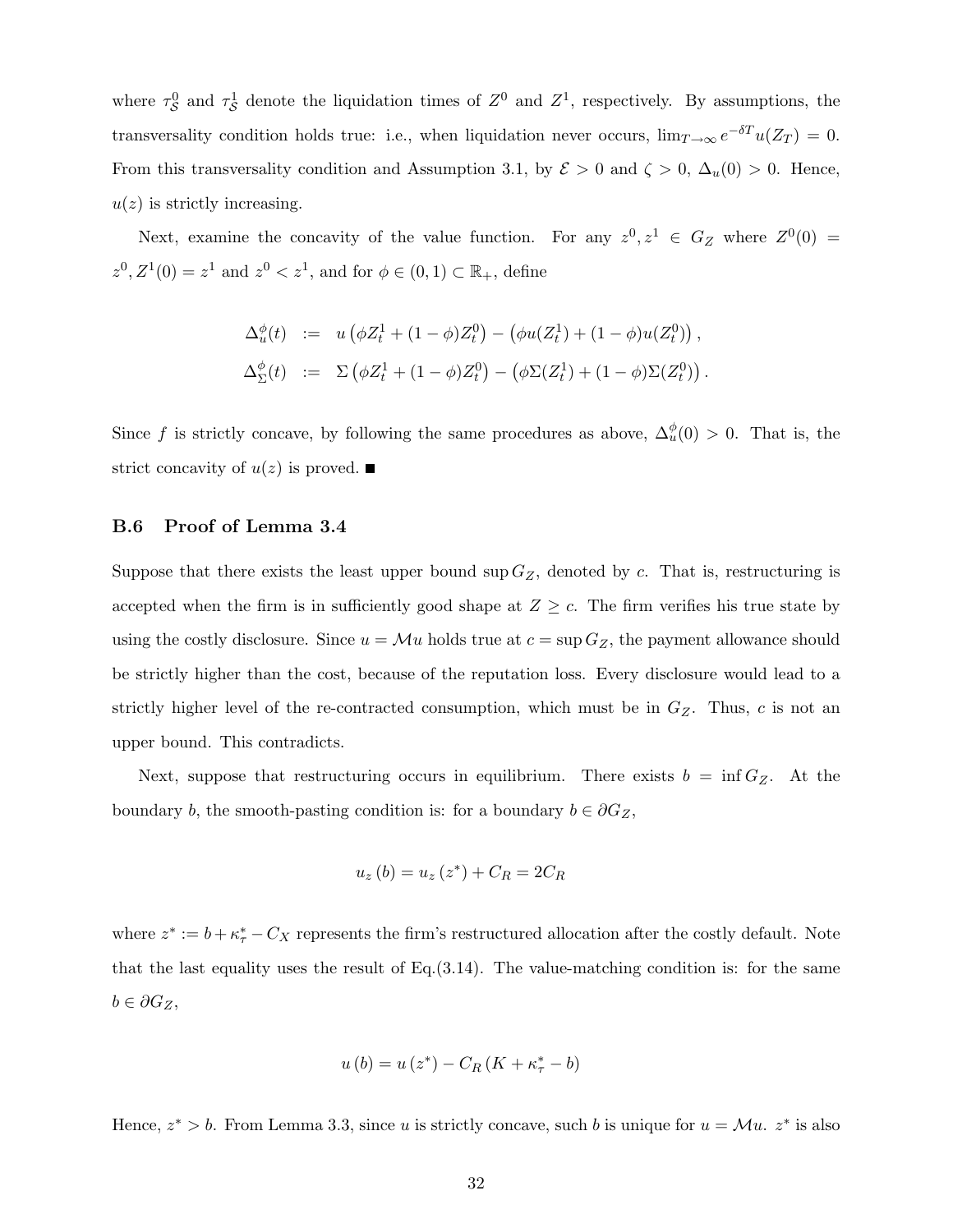where $\tau_{\mathcal{S}}^{0}$ and $\tau_{\mathcal{S}}^{1}$ denote the liquidation times of $Z^0$ and $Z^1$, respectively. By assumptions, the transversality condition holds true: i.e., when liquidation never occurs, $\lim_{T\to\infty} e^{-\delta T} u(Z_T) = 0$. From this transversality condition and Assumption 3.1, by $\mathcal{E} > 0$ and $\zeta > 0$, $\Delta_u(0) > 0$. Hence, $u(z)$ is strictly increasing.

Next, examine the concavity of the value function. For any $z^0, z^1 \in G_Z$ where $Z^0(0) = z^0, Z^1(0) = z^1$ and $z^0 < z^1$, and for $\phi \in (0,1) \subset \mathbb{R}_+$, define

$$
\begin{aligned}
\Delta_u^{\phi}(t) &:= u\left(\phi Z_t^1 + (1-\phi) Z_t^0\right) - \left(\phi u(Z_t^1) + (1-\phi) u(Z_t^0)\right), \\
\Delta_\Sigma^{\phi}(t) &:= \Sigma\left(\phi Z_t^1 + (1-\phi) Z_t^0\right) - \left(\phi \Sigma(Z_t^1) + (1-\phi) \Sigma(Z_t^0)\right).
\end{aligned}
$$

Since $f$ is strictly concave, by following the same procedures as above, $\Delta_u^{\phi}(0) > 0$. That is, the strict concavity of $u(z)$ is proved. ■

### B.6 Proof of Lemma 3.4

Suppose that there exists the least upper bound $\sup G_Z$, denoted by $c$. That is, restructuring is accepted when the firm is in sufficiently good shape at $Z \geq c$. The firm verifies his true state by using the costly disclosure. Since $u = \mathcal{M}u$ holds true at $c = \sup G_Z$, the payment allowance should be strictly higher than the cost, because of the reputation loss. Every disclosure would lead to a strictly higher level of the re-contracted consumption, which must be in $G_Z$. Thus, $c$ is not an upper bound. This contradicts.

Next, suppose that restructuring occurs in equilibrium. There exists $b = \inf G_Z$. At the boundary $b$, the smooth-pasting condition is: for a boundary $b \in \partial G_Z$,

$$
u_z(b) = u_z(z^*) + C_R = 2C_R
$$

where $z^* := b + \kappa_\tau^* - C_X$ represents the firm's restructured allocation after the costly default. Note that the last equality uses the result of Eq.(3.14). The value-matching condition is: for the same $b \in \partial G_Z$,

$$
u(b) = u(z^*) - C_R(K + \kappa_\tau^* - b)
$$

Hence, $z^* > b$. From Lemma 3.3, since $u$ is strictly concave, such $b$ is unique for $u = \mathcal{M}u$. $z^*$ is also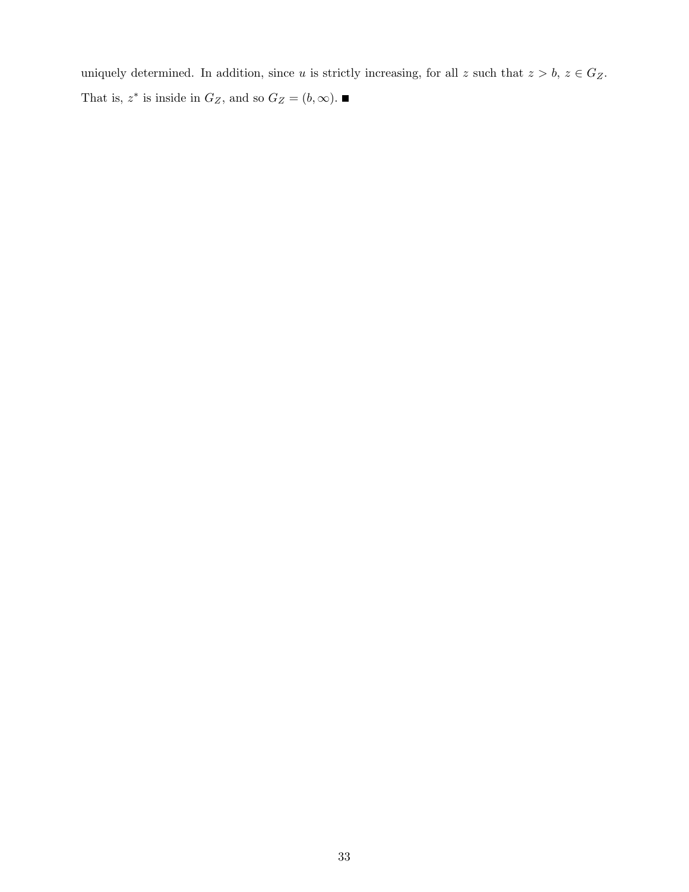uniquely determined. In addition, since $u$ is strictly increasing, for all $z$ such that $z > b$, $z \in G_Z$. That is, $z^*$ is inside in $G_Z$, and so $G_Z = (b, \infty)$. ■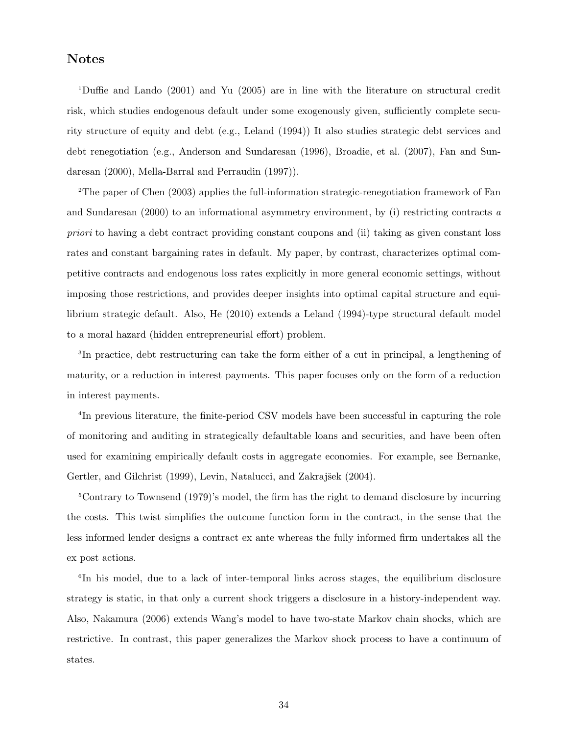## Notes

[1]Duffie and Lando (2001) and Yu (2005) are in line with the literature on structural credit risk, which studies endogenous default under some exogenously given, sufficiently complete security structure of equity and debt (e.g., Leland (1994)) It also studies strategic debt services and debt renegotiation (e.g., Anderson and Sundaresan (1996), Broadie, et al. (2007), Fan and Sundaresan (2000), Mella-Barral and Perraudin (1997)).

[2]The paper of Chen (2003) applies the full-information strategic-renegotiation framework of Fan and Sundaresan (2000) to an informational asymmetry environment, by (i) restricting contracts *a priori* to having a debt contract providing constant coupons and (ii) taking as given constant loss rates and constant bargaining rates in default. My paper, by contrast, characterizes optimal competitive contracts and endogenous loss rates explicitly in more general economic settings, without imposing those restrictions, and provides deeper insights into optimal capital structure and equilibrium strategic default. Also, He (2010) extends a Leland (1994)-type structural default model to a moral hazard (hidden entrepreneurial effort) problem.

[3]In practice, debt restructuring can take the form either of a cut in principal, a lengthening of maturity, or a reduction in interest payments. This paper focuses only on the form of a reduction in interest payments.

[4]In previous literature, the finite-period CSV models have been successful in capturing the role of monitoring and auditing in strategically defaultable loans and securities, and have been often used for examining empirically default costs in aggregate economies. For example, see Bernanke, Gertler, and Gilchrist (1999), Levin, Natalucci, and Zakrajšek (2004).

[5]Contrary to Townsend (1979)'s model, the firm has the right to demand disclosure by incurring the costs. This twist simplifies the outcome function form in the contract, in the sense that the less informed lender designs a contract ex ante whereas the fully informed firm undertakes all the ex post actions.

[6]In his model, due to a lack of inter-temporal links across stages, the equilibrium disclosure strategy is static, in that only a current shock triggers a disclosure in a history-independent way. Also, Nakamura (2006) extends Wang's model to have two-state Markov chain shocks, which are restrictive. In contrast, this paper generalizes the Markov shock process to have a continuum of states.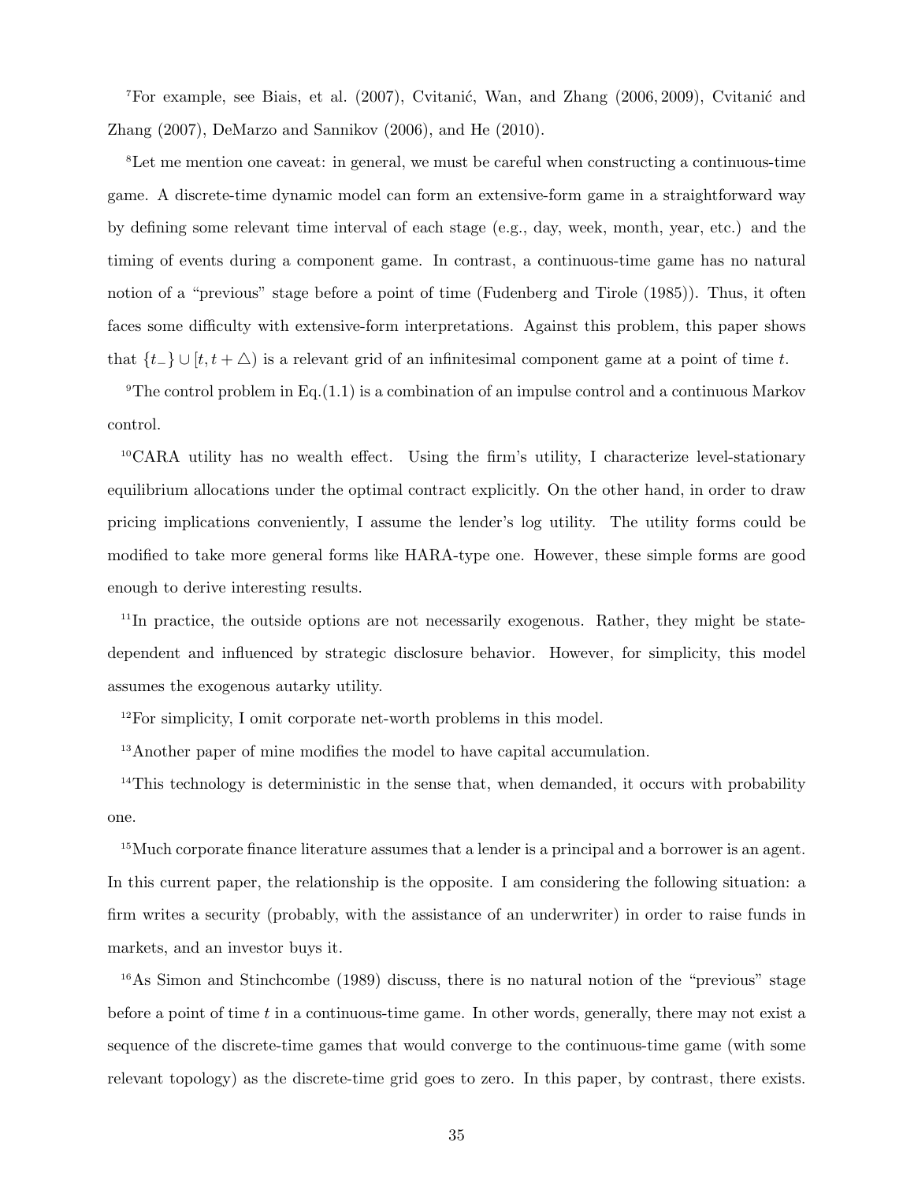[7]For example, see Biais, et al. (2007), Cvitanić, Wan, and Zhang (2006, 2009), Cvitanić and Zhang (2007), DeMarzo and Sannikov (2006), and He (2010).

[8]Let me mention one caveat: in general, we must be careful when constructing a continuous-time game. A discrete-time dynamic model can form an extensive-form game in a straightforward way by defining some relevant time interval of each stage (e.g., day, week, month, year, etc.) and the timing of events during a component game. In contrast, a continuous-time game has no natural notion of a "previous" stage before a point of time (Fudenberg and Tirole (1985)). Thus, it often faces some difficulty with extensive-form interpretations. Against this problem, this paper shows that $\{t_-\} \cup [t, t + \triangle)$ is a relevant grid of an infinitesimal component game at a point of time $t$.

[9]The control problem in Eq.(1.1) is a combination of an impulse control and a continuous Markov control.

[10]CARA utility has no wealth effect. Using the firm's utility, I characterize level-stationary equilibrium allocations under the optimal contract explicitly. On the other hand, in order to draw pricing implications conveniently, I assume the lender's log utility. The utility forms could be modified to take more general forms like HARA-type one. However, these simple forms are good enough to derive interesting results.

[11]In practice, the outside options are not necessarily exogenous. Rather, they might be state-dependent and influenced by strategic disclosure behavior. However, for simplicity, this model assumes the exogenous autarky utility.

[12]For simplicity, I omit corporate net-worth problems in this model.

[13]Another paper of mine modifies the model to have capital accumulation.

[14]This technology is deterministic in the sense that, when demanded, it occurs with probability one.

[15]Much corporate finance literature assumes that a lender is a principal and a borrower is an agent. In this current paper, the relationship is the opposite. I am considering the following situation: a firm writes a security (probably, with the assistance of an underwriter) in order to raise funds in markets, and an investor buys it.

[16]As Simon and Stinchcombe (1989) discuss, there is no natural notion of the "previous" stage before a point of time $t$ in a continuous-time game. In other words, generally, there may not exist a sequence of the discrete-time games that would converge to the continuous-time game (with some relevant topology) as the discrete-time grid goes to zero. In this paper, by contrast, there exists.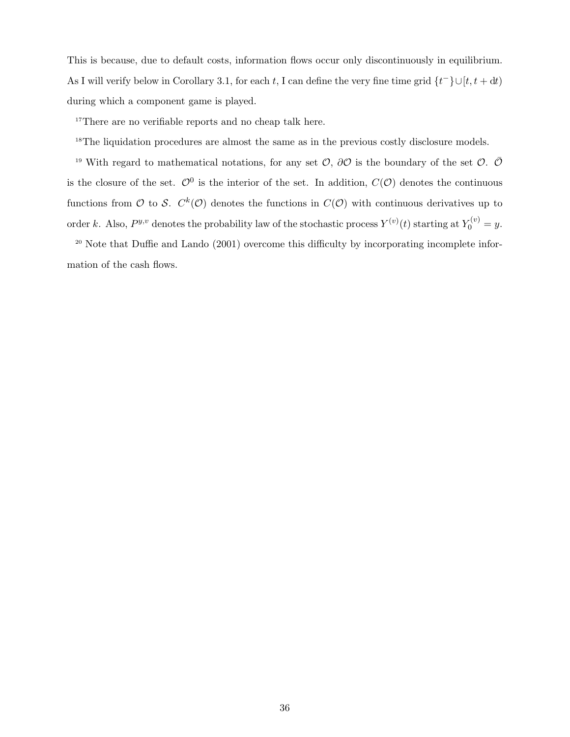This is because, due to default costs, information flows occur only discontinuously in equilibrium. As I will verify below in Corollary 3.1, for each $t$, I can define the very fine time grid $\{t^-\} \cup [t, t + \mathrm{d}t)$ during which a component game is played.

[17]There are no verifiable reports and no cheap talk here.

[18]The liquidation procedures are almost the same as in the previous costly disclosure models.

[19] With regard to mathematical notations, for any set $\mathcal{O}$, $\partial\mathcal{O}$ is the boundary of the set $\mathcal{O}$. $\bar{\mathcal{O}}$ is the closure of the set. $\mathcal{O}^0$ is the interior of the set. In addition, $C(\mathcal{O})$ denotes the continuous functions from $\mathcal{O}$ to $\mathcal{S}$. $C^k(\mathcal{O})$ denotes the functions in $C(\mathcal{O})$ with continuous derivatives up to order $k$. Also, $P^{y,v}$ denotes the probability law of the stochastic process $Y^{(v)}(t)$ starting at $Y_0^{(v)} = y$.

[20] Note that Duffie and Lando (2001) overcome this difficulty by incorporating incomplete information of the cash flows.